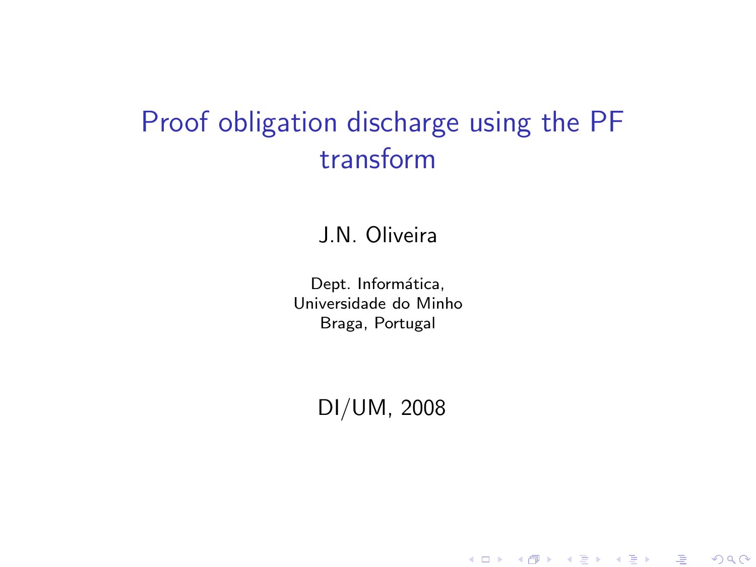# Proof obligation discharge using the PF transform

J.N. Oliveira

Dept. Informática,
Universidade do Minho
Braga, Portugal

DI/UM, 2008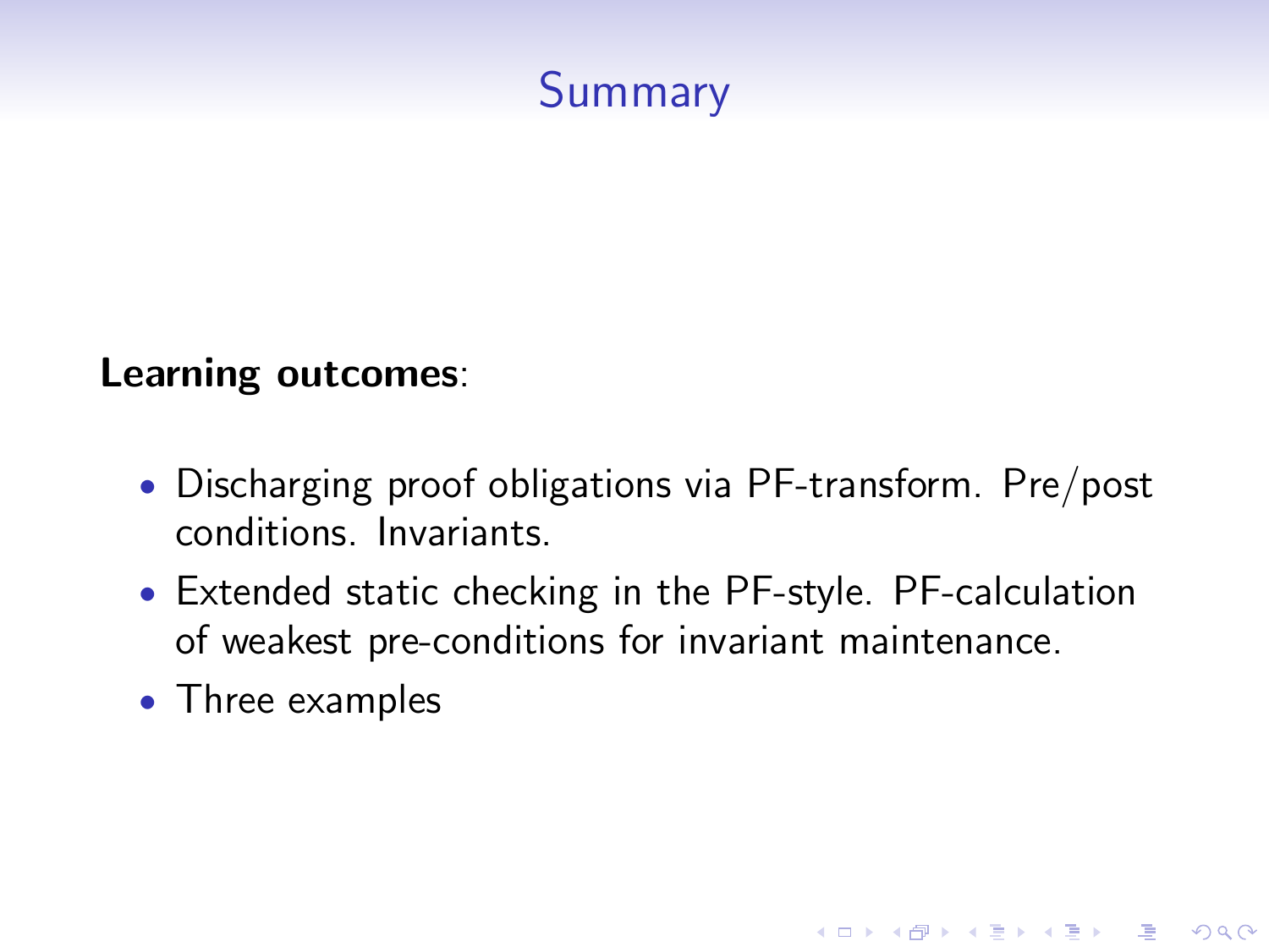# Summary

**Learning outcomes**:

- Discharging proof obligations via PF-transform. Pre/post conditions. Invariants.
- Extended static checking in the PF-style. PF-calculation of weakest pre-conditions for invariant maintenance.
- Three examples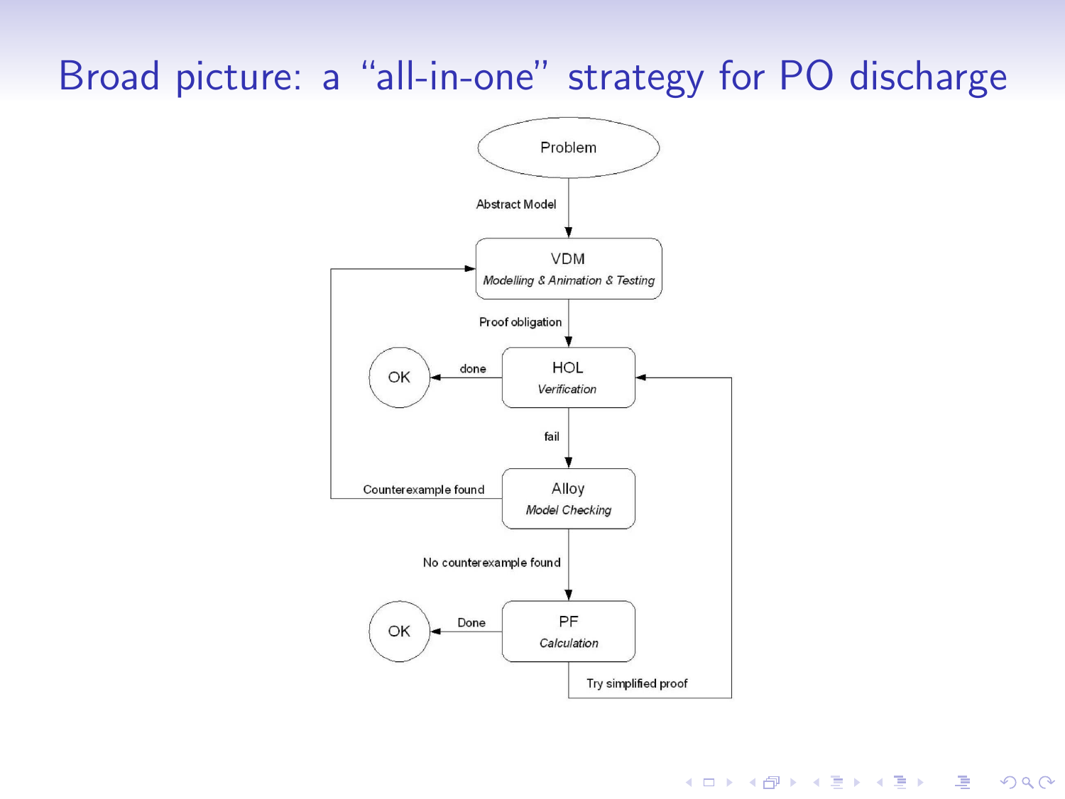# Broad picture: a "all-in-one" strategy for PO discharge

Problem

Abstract Model

VDM
*Modelling & Animation & Testing*

Proof obligation

HOL
*Verification*

done

OK

fail

Alloy
*Model Checking*

Counterexample found

No counterexample found

PF
*Calculation*

Done

OK

Try simplified proof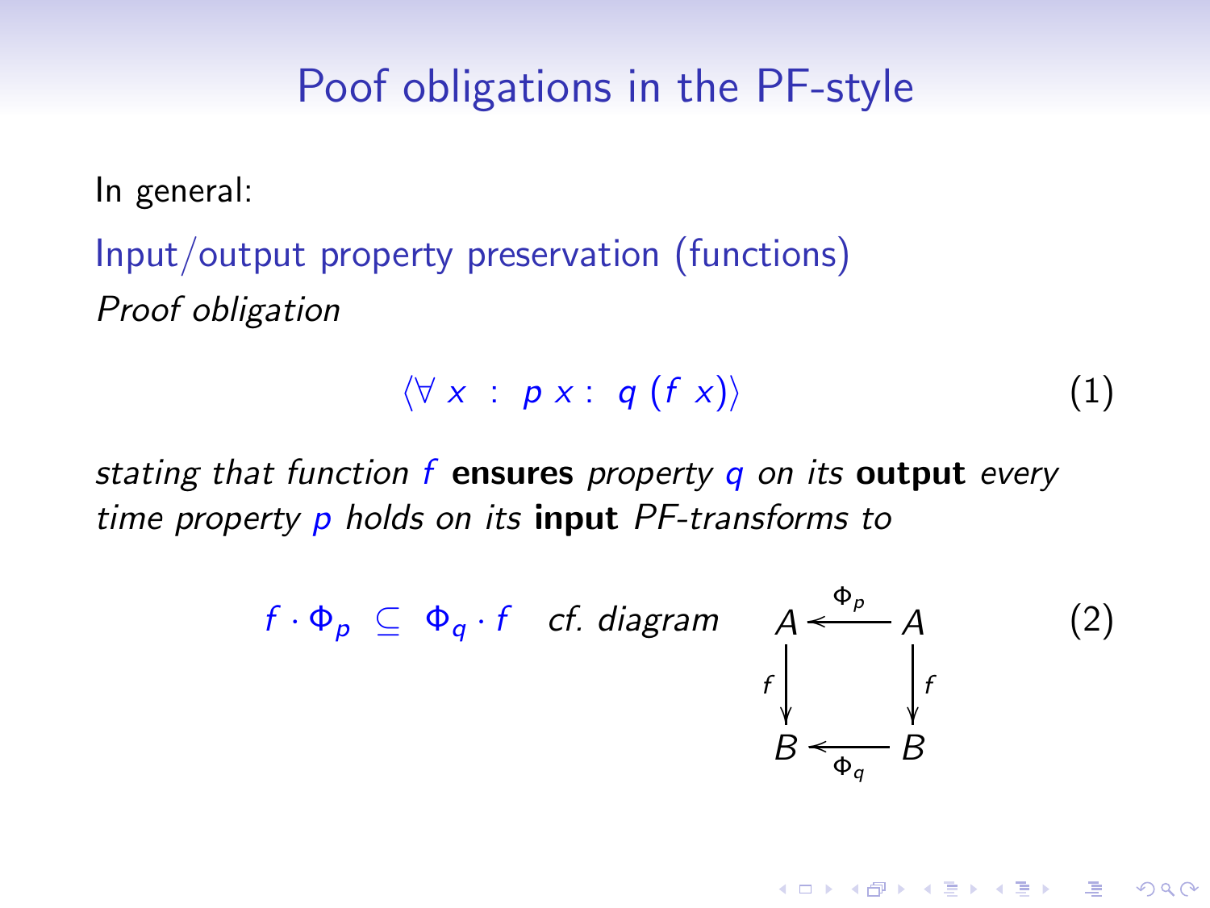# Poof obligations in the PF-style

In general:

Input/output property preservation (functions)

*Proof obligation*

$$\langle \forall\ x\ :\ p\ x :\ q\ (f\ x) \rangle \tag{1}$$

*stating that function $f$* **ensures** *property $q$ on its* **output** *every time property $p$ holds on its* **input** *PF-transforms to*

$$f \cdot \Phi_p \ \subseteq\ \Phi_q \cdot f \quad \textit{cf. diagram} \quad \begin{array}{ccc} A & \xleftarrow{\Phi_p} & A \\ {\scriptstyle f}\downarrow & & \downarrow{\scriptstyle f} \\ B & \xleftarrow[\Phi_q]{} & B \end{array} \tag{2}$$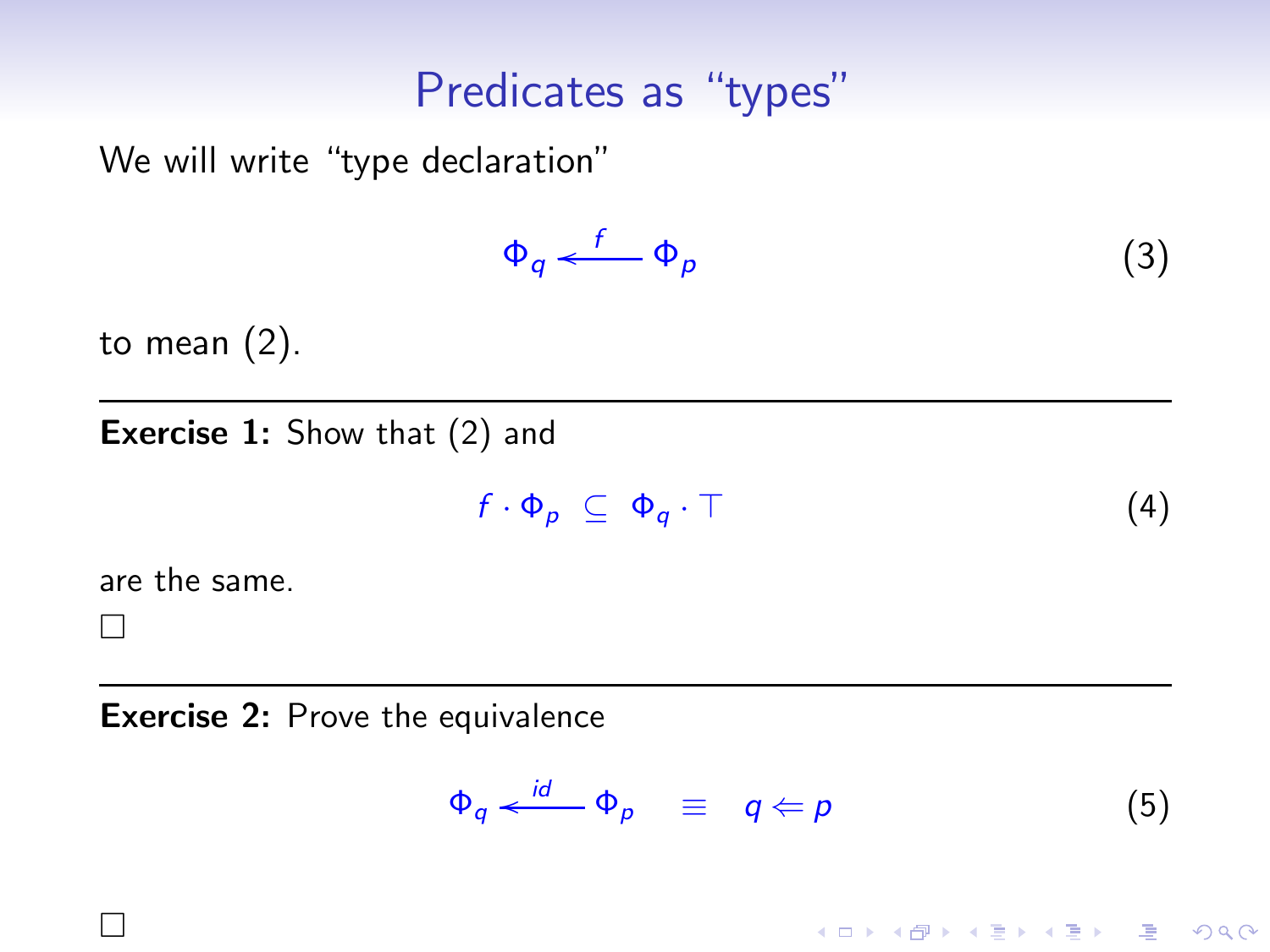# Predicates as "types"

We will write "type declaration"

$$\Phi_q \xleftarrow{\ f\ } \Phi_p \tag{3}$$

to mean (2).

---

**Exercise 1:** Show that (2) and

$$f \cdot \Phi_p \ \subseteq\ \Phi_q \cdot \top \tag{4}$$

are the same.

$\square$

---

**Exercise 2:** Prove the equivalence

$$\Phi_q \xleftarrow{\ id\ } \Phi_p \quad \equiv \quad q \Leftarrow p \tag{5}$$

$\square$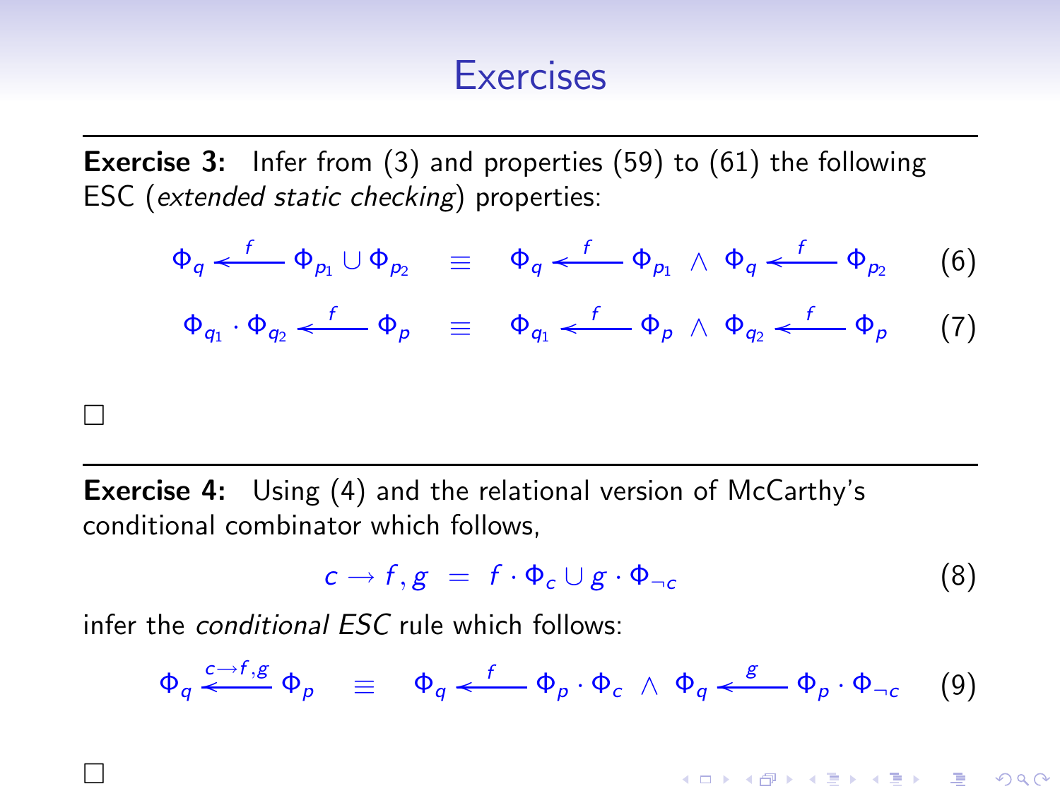# Exercises

**Exercise 3:** Infer from (3) and properties (59) to (61) the following ESC (*extended static checking*) properties:

$$\Phi_q \xleftarrow{f} \Phi_{p_1} \cup \Phi_{p_2} \quad \equiv \quad \Phi_q \xleftarrow{f} \Phi_{p_1} \ \wedge\ \Phi_q \xleftarrow{f} \Phi_{p_2} \tag{6}$$

$$\Phi_{q_1} \cdot \Phi_{q_2} \xleftarrow{f} \Phi_p \quad \equiv \quad \Phi_{q_1} \xleftarrow{f} \Phi_p \ \wedge\ \Phi_{q_2} \xleftarrow{f} \Phi_p \tag{7}$$

□

**Exercise 4:** Using (4) and the relational version of McCarthy's conditional combinator which follows,

$$c \rightarrow f, g \ = \ f \cdot \Phi_c \cup g \cdot \Phi_{\neg c} \tag{8}$$

infer the *conditional ESC* rule which follows:

$$\Phi_q \xleftarrow{c \rightarrow f, g} \Phi_p \quad \equiv \quad \Phi_q \xleftarrow{f} \Phi_p \cdot \Phi_c \ \wedge\ \Phi_q \xleftarrow{g} \Phi_p \cdot \Phi_{\neg c} \tag{9}$$

□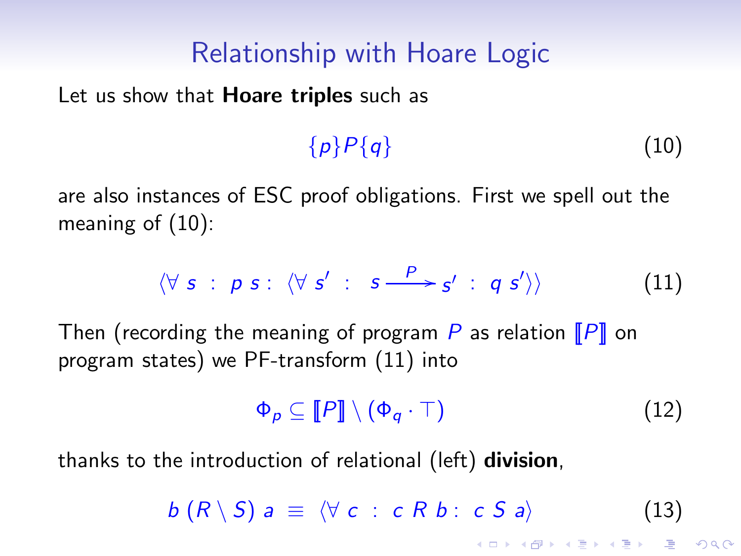# Relationship with Hoare Logic

Let us show that **Hoare triples** such as

$$\{p\}P\{q\} \tag{10}$$

are also instances of ESC proof obligations. First we spell out the meaning of (10):

$$\langle \forall\ s\ :\ p\ s :\ \langle \forall\ s'\ :\ \ s \xrightarrow{P} s'\ :\ q\ s' \rangle \rangle \tag{11}$$

Then (recording the meaning of program $P$ as relation $[\![P]\!]$ on program states) we PF-transform (11) into

$$\Phi_p \subseteq [\![P]\!] \setminus (\Phi_q \cdot \top) \tag{12}$$

thanks to the introduction of relational (left) **division**,

$$b\ (R \setminus S)\ a \ \equiv\ \langle \forall\ c\ :\ c\ R\ b :\ c\ S\ a \rangle \tag{13}$$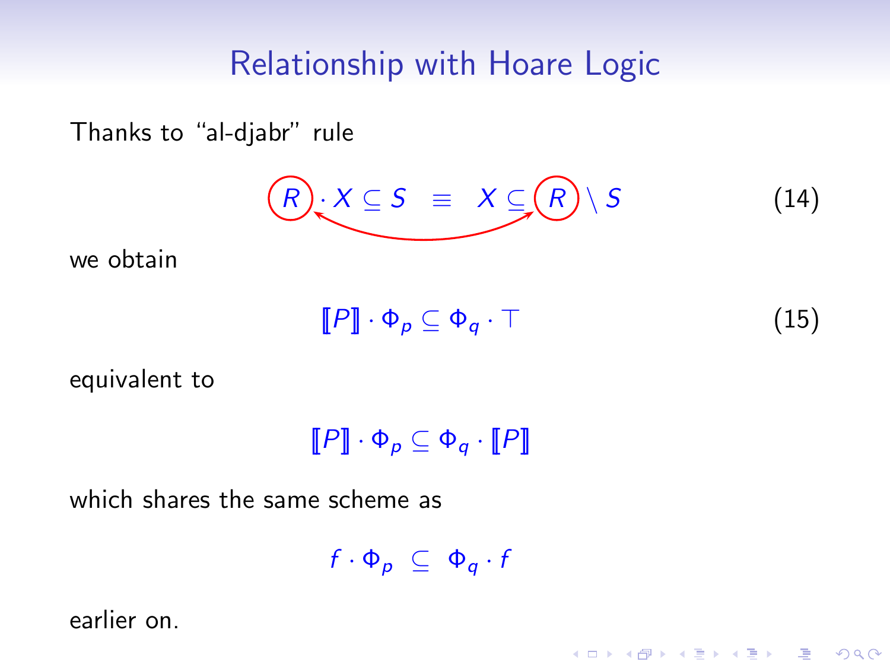# Relationship with Hoare Logic

Thanks to “al-djabr” rule

$$R \cdot X \subseteq S \quad \equiv \quad X \subseteq R \setminus S \tag{14}$$

we obtain

$$[\![P]\!] \cdot \Phi_p \subseteq \Phi_q \cdot \top \tag{15}$$

equivalent to

$$[\![P]\!] \cdot \Phi_p \subseteq \Phi_q \cdot [\![P]\!]$$

which shares the same scheme as

$$f \cdot \Phi_p \;\subseteq\; \Phi_q \cdot f$$

earlier on.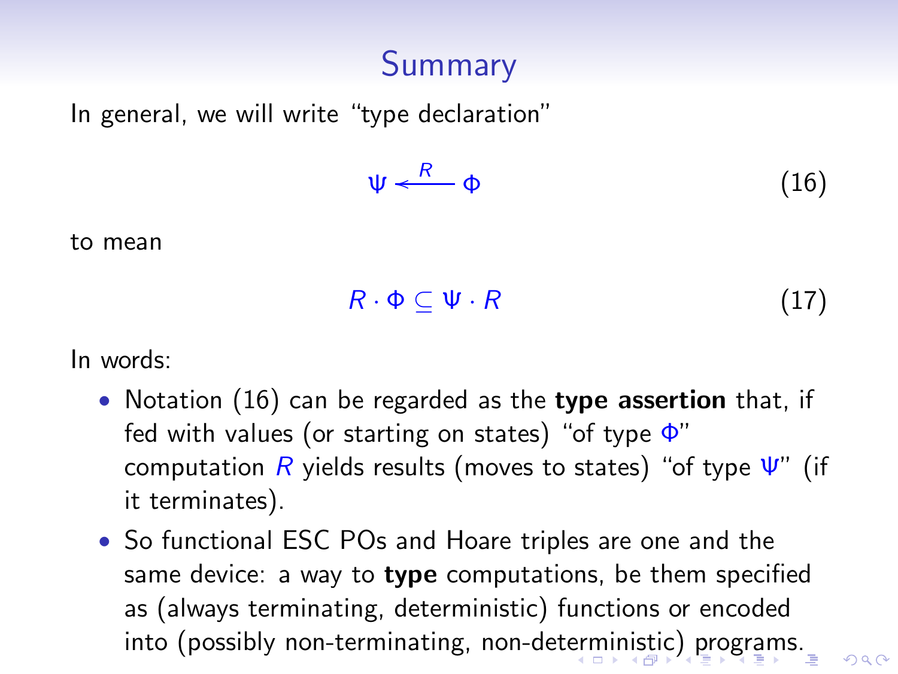# Summary

In general, we will write "type declaration"

$$\Psi \xleftarrow{R} \Phi \tag{16}$$

to mean

$$R \cdot \Phi \subseteq \Psi \cdot R \tag{17}$$

In words:

- Notation (16) can be regarded as the **type assertion** that, if fed with values (or starting on states) "of type $\Phi$" computation $R$ yields results (moves to states) "of type $\Psi$" (if it terminates).
- So functional ESC POs and Hoare triples are one and the same device: a way to **type** computations, be them specified as (always terminating, deterministic) functions or encoded into (possibly non-terminating, non-deterministic) programs.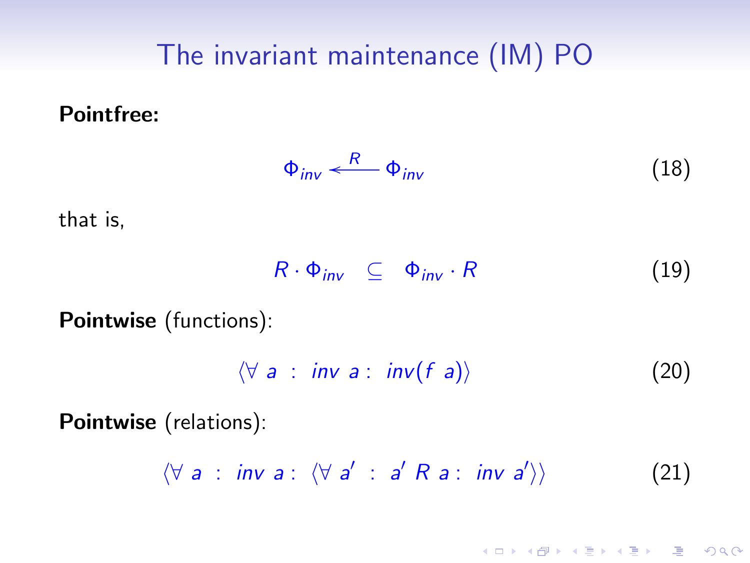# The invariant maintenance (IM) PO

**Pointfree:**

$$\Phi_{inv} \xleftarrow{R} \Phi_{inv} \tag{18}$$

that is,

$$R \cdot \Phi_{inv} \quad \subseteq \quad \Phi_{inv} \cdot R \tag{19}$$

**Pointwise** (functions):

$$\langle \forall \ a \ : \ inv \ a : \ inv(f \ a) \rangle \tag{20}$$

**Pointwise** (relations):

$$\langle \forall \ a \ : \ inv \ a : \ \langle \forall \ a' \ : \ a' \ R \ a : \ inv \ a' \rangle \rangle \tag{21}$$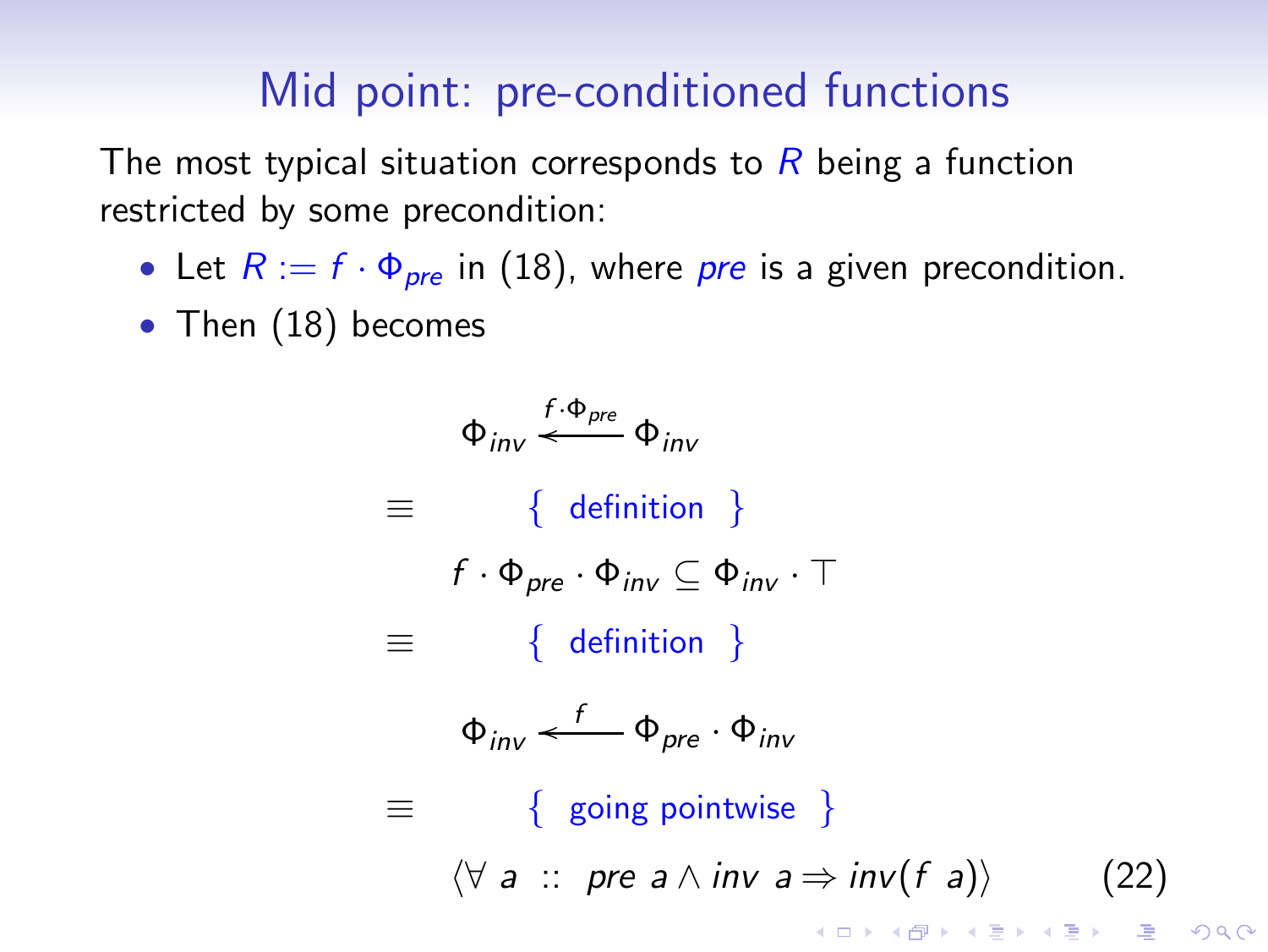## Mid point: pre-conditioned functions

The most typical situation corresponds to $R$ being a function restricted by some precondition:

- Let $R := f \cdot \Phi_{pre}$ in (18), where $pre$ is a given precondition.
- Then (18) becomes

$$
\begin{array}{ll}
 & \Phi_{inv} \xleftarrow{f \cdot \Phi_{pre}} \Phi_{inv} \\
\equiv & \quad \{ \text{ definition } \} \\
 & f \cdot \Phi_{pre} \cdot \Phi_{inv} \subseteq \Phi_{inv} \cdot \top \\
\equiv & \quad \{ \text{ definition } \} \\
 & \Phi_{inv} \xleftarrow{f} \Phi_{pre} \cdot \Phi_{inv} \\
\equiv & \quad \{ \text{ going pointwise } \} \\
 & \langle \forall\ a\ ::\ pre\ a \wedge inv\ a \Rightarrow inv(f\ a) \rangle \qquad (22)
\end{array}
$$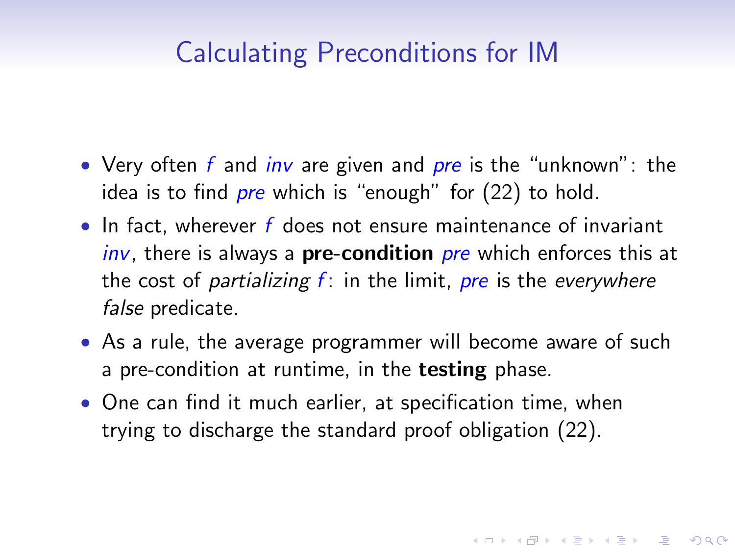# Calculating Preconditions for IM

- Very often $f$ and $inv$ are given and $pre$ is the "unknown": the idea is to find $pre$ which is "enough" for (22) to hold.
- In fact, wherever $f$ does not ensure maintenance of invariant $inv$, there is always a **pre-condition** $pre$ which enforces this at the cost of *partializing* $f$: in the limit, $pre$ is the *everywhere false* predicate.
- As a rule, the average programmer will become aware of such a pre-condition at runtime, in the **testing** phase.
- One can find it much earlier, at specification time, when trying to discharge the standard proof obligation (22).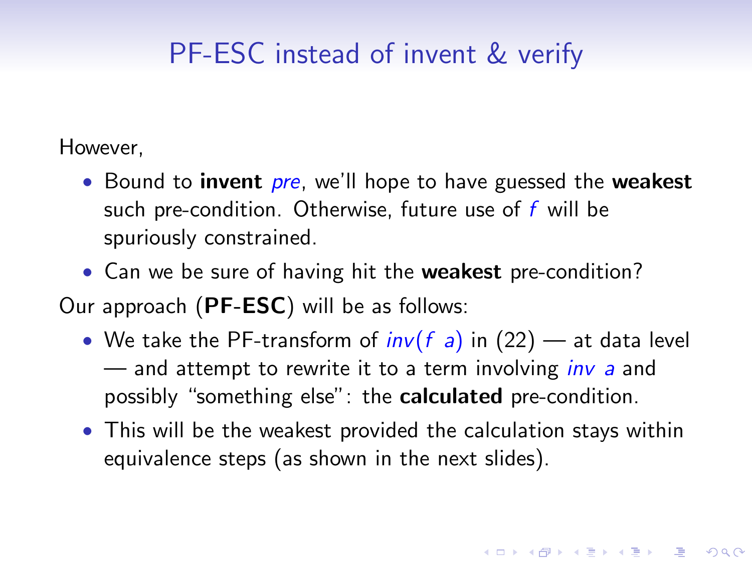# PF-ESC instead of invent & verify

However,

- Bound to **invent** *pre*, we'll hope to have guessed the **weakest** such pre-condition. Otherwise, future use of $f$ will be spuriously constrained.
- Can we be sure of having hit the **weakest** pre-condition?

Our approach (**PF-ESC**) will be as follows:

- We take the PF-transform of $inv(f\ a)$ in (22) — at data level — and attempt to rewrite it to a term involving $inv\ a$ and possibly "something else": the **calculated** pre-condition.
- This will be the weakest provided the calculation stays within equivalence steps (as shown in the next slides).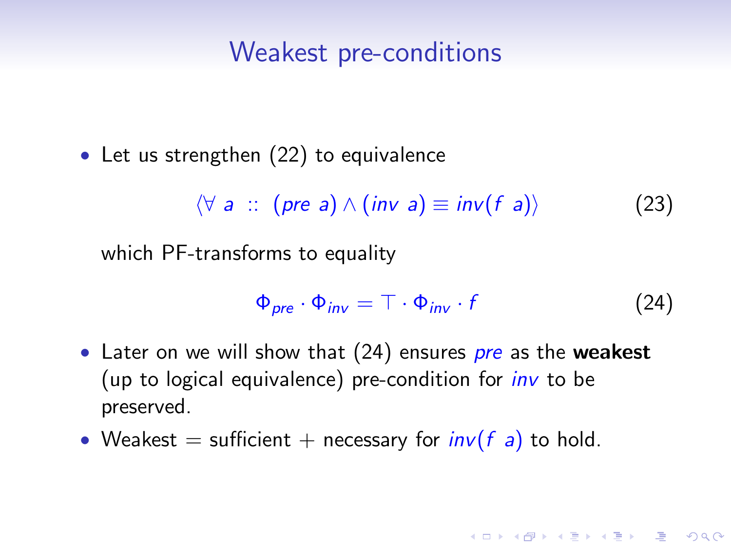# Weakest pre-conditions

- Let us strengthen (22) to equivalence

$$\langle \forall\ a\ ::\ (pre\ a) \wedge (inv\ a) \equiv inv(f\ a) \rangle \tag{23}$$

which PF-transforms to equality

$$\Phi_{pre} \cdot \Phi_{inv} = \top \cdot \Phi_{inv} \cdot f \tag{24}$$

- Later on we will show that (24) ensures *pre* as the **weakest** (up to logical equivalence) pre-condition for *inv* to be preserved.
- Weakest = sufficient + necessary for $inv(f\ a)$ to hold.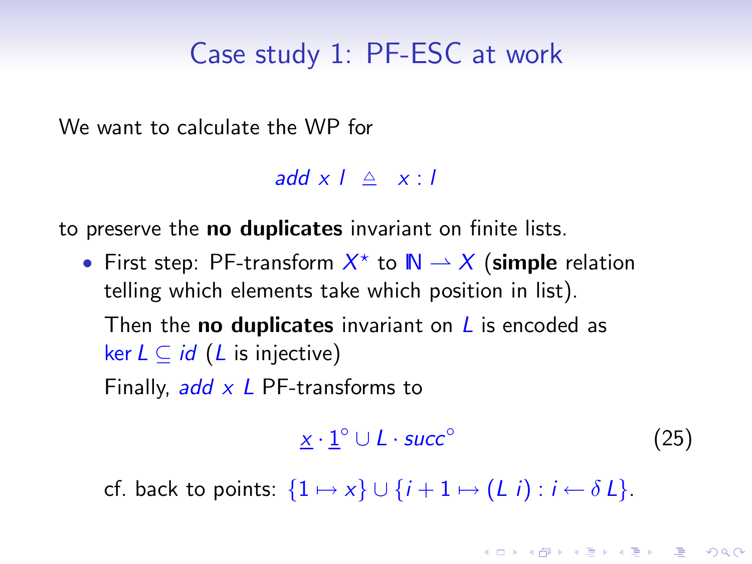## Case study 1: PF-ESC at work

We want to calculate the WP for

$$add\ x\ l \ \triangleq\ x : l$$

to preserve the **no duplicates** invariant on finite lists.

- First step: PF-transform $X^\star$ to $\mathbb{N} \rightharpoonup X$ (**simple** relation telling which elements take which position in list).

  Then the **no duplicates** invariant on $L$ is encoded as $\ker L \subseteq id$ ($L$ is injective)

  Finally, $add\ x\ L$ PF-transforms to

  $$\underline{x} \cdot \underline{1}^\circ \cup L \cdot succ^\circ \tag{25}$$

  cf. back to points: $\{1 \mapsto x\} \cup \{i + 1 \mapsto (L\ i) : i \leftarrow \delta\, L\}$.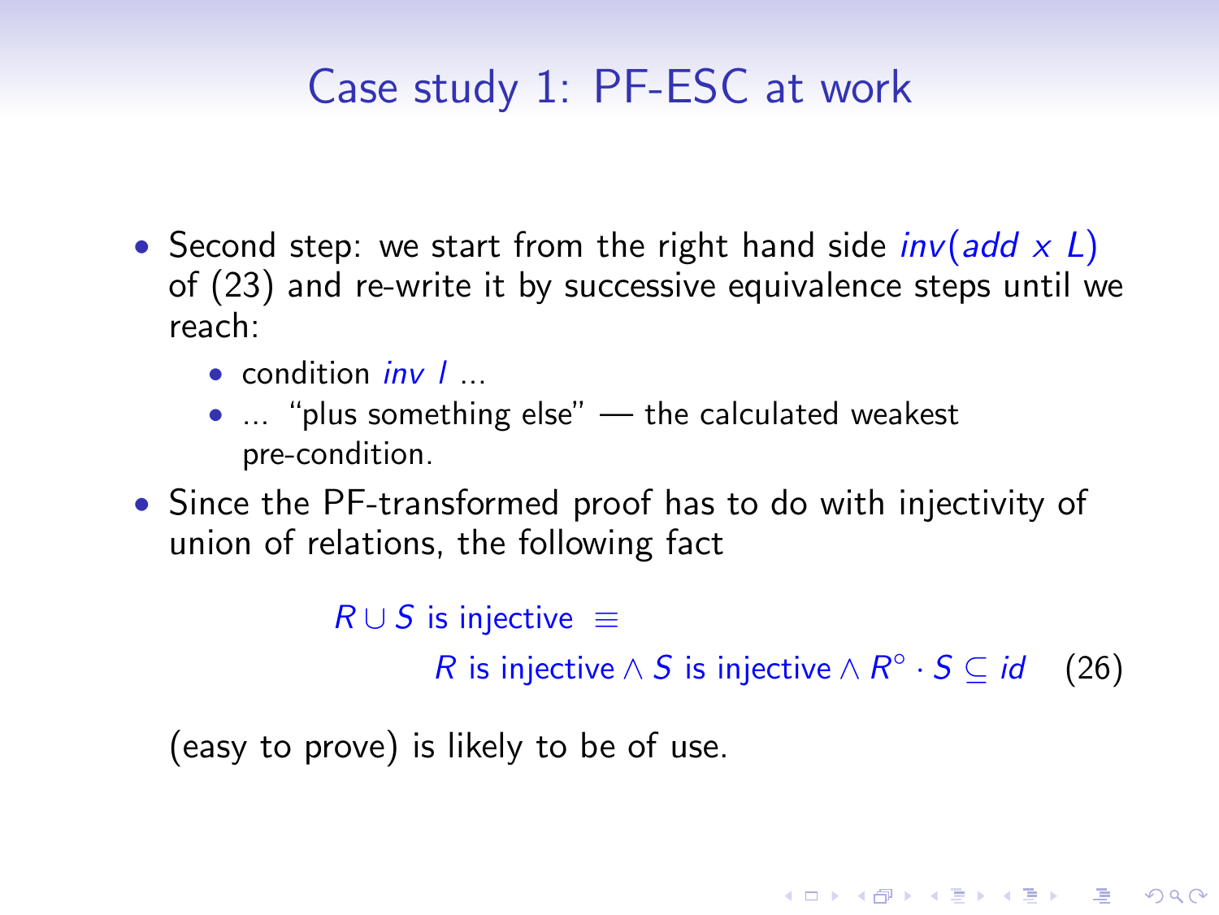# Case study 1: PF-ESC at work

- Second step: we start from the right hand side $inv(add\ x\ L)$ of (23) and re-write it by successive equivalence steps until we reach:
  - condition $inv\ l$ ...
  - ... "plus something else" — the calculated weakest pre-condition.
- Since the PF-transformed proof has to do with injectivity of union of relations, the following fact

$$R \cup S \text{ is injective } \equiv R \text{ is injective} \wedge S \text{ is injective} \wedge R^{\circ} \cdot S \subseteq id \quad (26)$$

(easy to prove) is likely to be of use.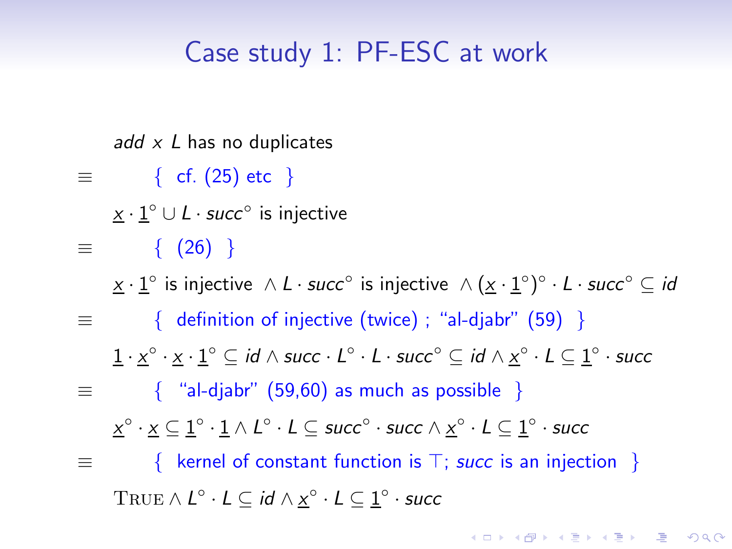# Case study 1: PF-ESC at work

$add\ x\ L$ has no duplicates

$\equiv$ { cf. (25) etc }

$\underline{x} \cdot \underline{1}^{\circ} \cup L \cdot succ^{\circ}$ is injective

$\equiv$ { (26) }

$\underline{x} \cdot \underline{1}^{\circ}$ is injective $\wedge\ L \cdot succ^{\circ}$ is injective $\wedge\ (\underline{x} \cdot \underline{1}^{\circ})^{\circ} \cdot L \cdot succ^{\circ} \subseteq id$

$\equiv$ { definition of injective (twice) ; "al-djabr" (59) }

$\underline{1} \cdot \underline{x}^{\circ} \cdot \underline{x} \cdot \underline{1}^{\circ} \subseteq id \wedge succ \cdot L^{\circ} \cdot L \cdot succ^{\circ} \subseteq id \wedge \underline{x}^{\circ} \cdot L \subseteq \underline{1}^{\circ} \cdot succ$

$\equiv$ { "al-djabr" (59,60) as much as possible }

$\underline{x}^{\circ} \cdot \underline{x} \subseteq \underline{1}^{\circ} \cdot \underline{1} \wedge L^{\circ} \cdot L \subseteq succ^{\circ} \cdot succ \wedge \underline{x}^{\circ} \cdot L \subseteq \underline{1}^{\circ} \cdot succ$

$\equiv$ { kernel of constant function is $\top$; *succ* is an injection }

$\mathrm{TRUE} \wedge L^{\circ} \cdot L \subseteq id \wedge \underline{x}^{\circ} \cdot L \subseteq \underline{1}^{\circ} \cdot succ$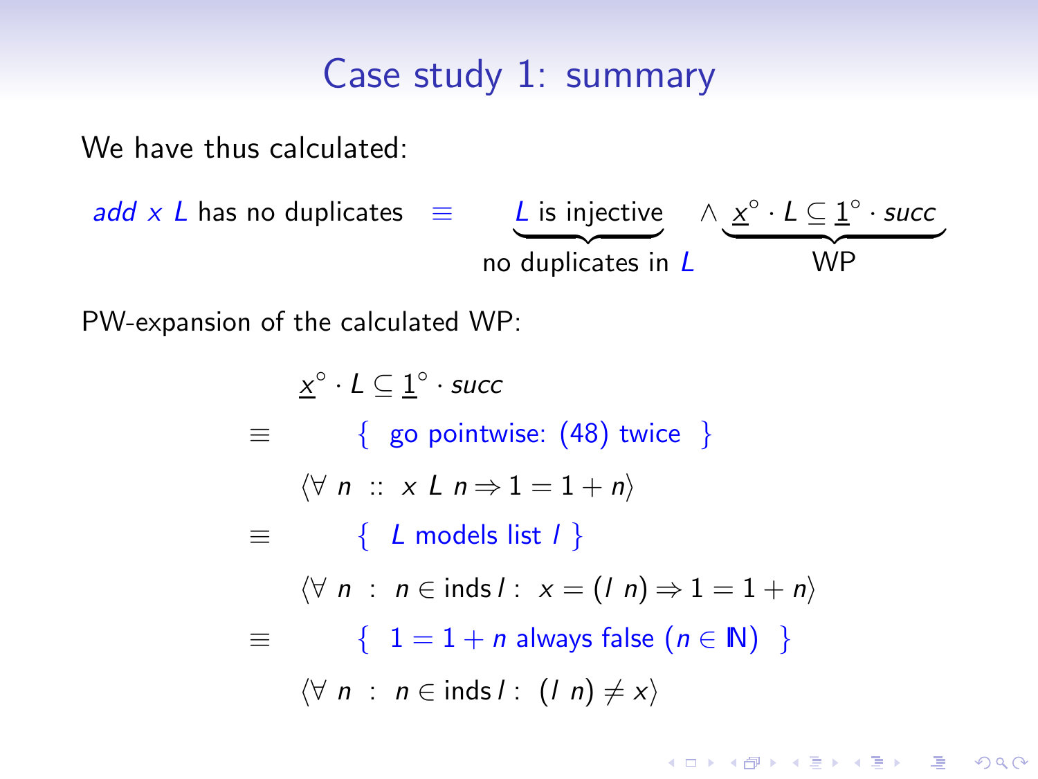# Case study 1: summary

We have thus calculated:

$$\mathit{add}\ x\ L \text{ has no duplicates} \equiv \underbrace{L \text{ is injective}}_{\text{no duplicates in } L} \wedge \underbrace{\underline{x}^\circ \cdot L \subseteq \underline{1}^\circ \cdot \mathit{succ}}_{\text{WP}}$$

PW-expansion of the calculated WP:

$$
\begin{array}{cl}
& \underline{x}^\circ \cdot L \subseteq \underline{1}^\circ \cdot \mathit{succ} \\
\equiv & \{ \text{ go pointwise: (48) twice } \} \\
& \langle \forall\ n\ ::\ x\ L\ n \Rightarrow 1 = 1 + n \rangle \\
\equiv & \{ \ L \text{ models list } l \ \} \\
& \langle \forall\ n\ :\ n \in \mathsf{inds}\, l :\ x = (l\ n) \Rightarrow 1 = 1 + n \rangle \\
\equiv & \{ \ 1 = 1 + n \text{ always false } (n \in \mathbb{N}) \ \} \\
& \langle \forall\ n\ :\ n \in \mathsf{inds}\, l :\ (l\ n) \neq x \rangle
\end{array}
$$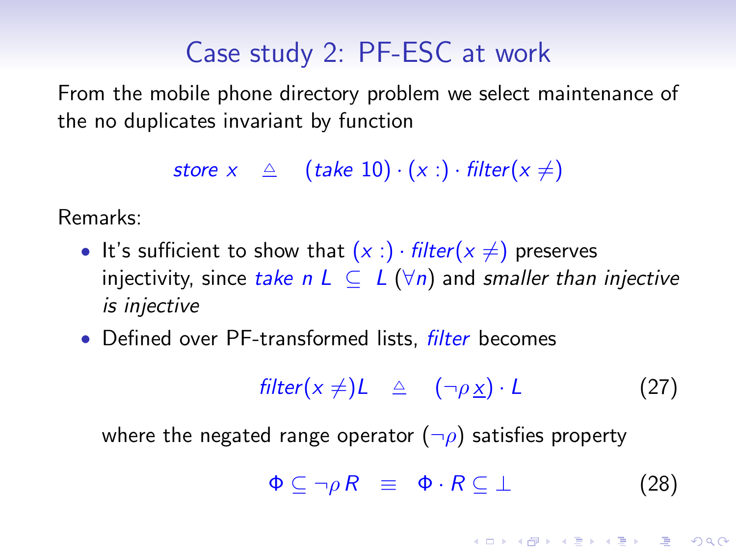# Case study 2: PF-ESC at work

From the mobile phone directory problem we select maintenance of the no duplicates invariant by function

$$store\ x \quad \triangleq \quad (take\ 10) \cdot (x :) \cdot filter(x \neq)$$

Remarks:

- It's sufficient to show that $(x :) \cdot filter(x \neq)$ preserves injectivity, since $take\ n\ L \ \subseteq\ L$ $(\forall n)$ and *smaller than injective is injective*
- Defined over PF-transformed lists, *filter* becomes

$$filter(x \neq)L \quad \triangleq \quad (\neg\rho\, \underline{x}) \cdot L \tag{27}$$

  where the negated range operator $(\neg\rho)$ satisfies property

$$\Phi \subseteq \neg\rho\, R \ \equiv\ \Phi \cdot R \subseteq \bot \tag{28}$$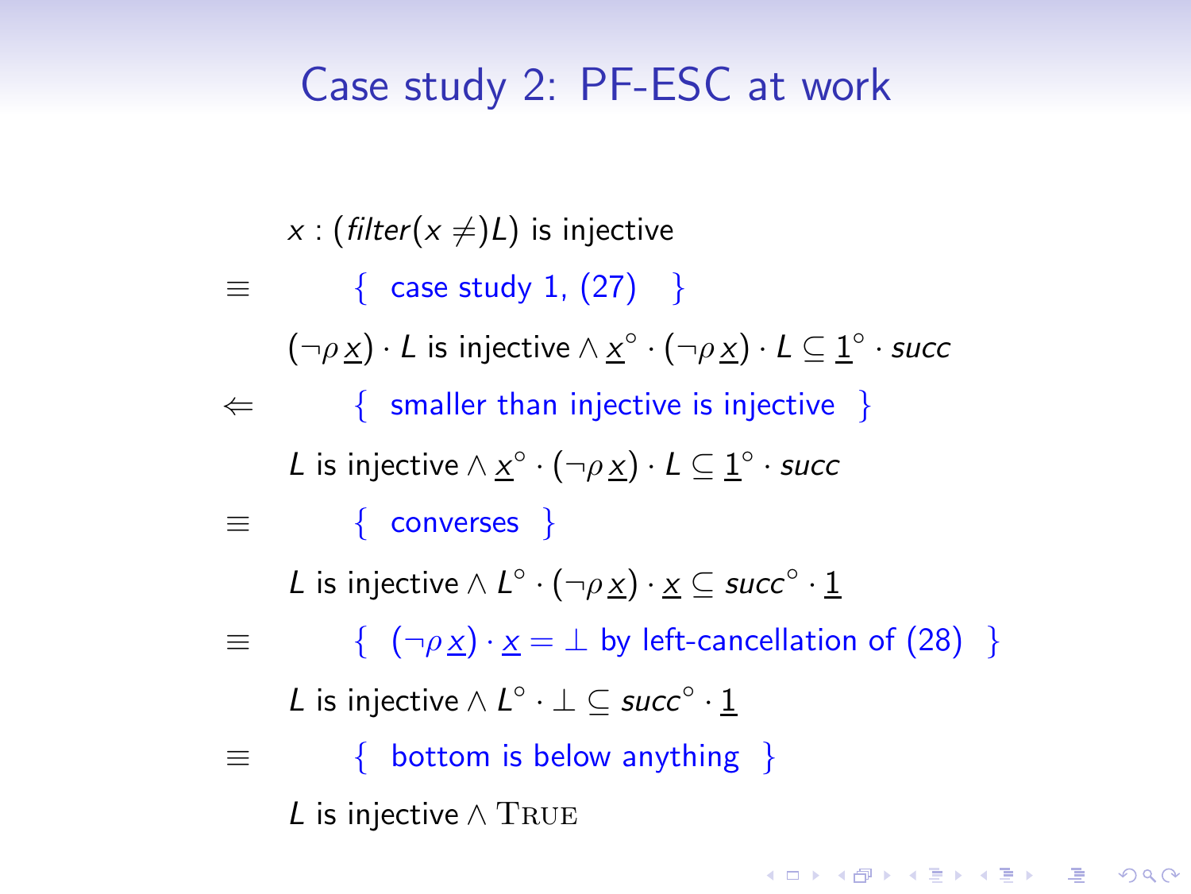# Case study 2: PF-ESC at work

$$
\begin{array}{cl}
 & x : (\mathit{filter}(x \neq) L) \text{ is injective} \\
\equiv & \quad \{ \text{ case study 1, (27) } \} \\
 & (\neg \rho\, \underline{x}) \cdot L \text{ is injective} \wedge \underline{x}^{\circ} \cdot (\neg \rho\, \underline{x}) \cdot L \subseteq \underline{1}^{\circ} \cdot \mathit{succ} \\
\Leftarrow & \quad \{ \text{ smaller than injective is injective } \} \\
 & L \text{ is injective} \wedge \underline{x}^{\circ} \cdot (\neg \rho\, \underline{x}) \cdot L \subseteq \underline{1}^{\circ} \cdot \mathit{succ} \\
\equiv & \quad \{ \text{ converses } \} \\
 & L \text{ is injective} \wedge L^{\circ} \cdot (\neg \rho\, \underline{x}) \cdot \underline{x} \subseteq \mathit{succ}^{\circ} \cdot \underline{1} \\
\equiv & \quad \{ (\neg \rho\, \underline{x}) \cdot \underline{x} = \bot \text{ by left-cancellation of (28) } \} \\
 & L \text{ is injective} \wedge L^{\circ} \cdot \bot \subseteq \mathit{succ}^{\circ} \cdot \underline{1} \\
\equiv & \quad \{ \text{ bottom is below anything } \} \\
 & L \text{ is injective} \wedge \text{TRUE}
\end{array}
$$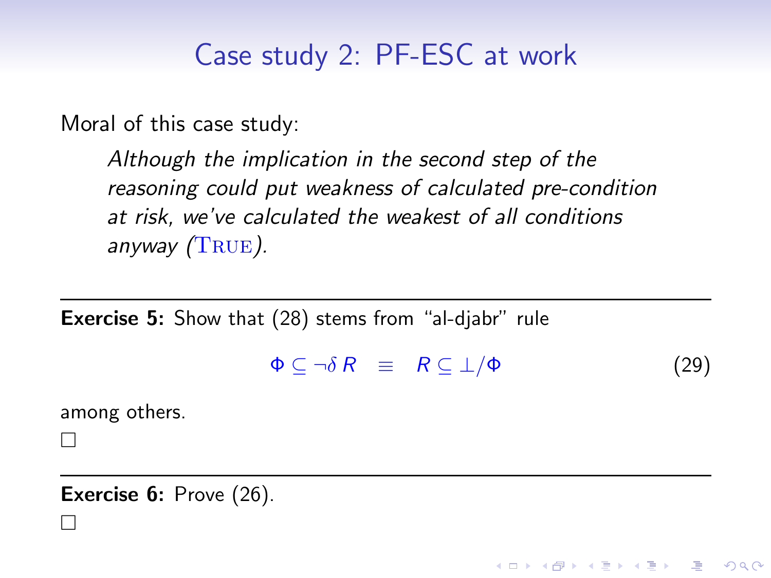## Case study 2: PF-ESC at work

Moral of this case study:

> *Although the implication in the second step of the reasoning could put weakness of calculated pre-condition at risk, we've calculated the weakest of all conditions anyway (*TRUE*).*

---

**Exercise 5:** Show that (28) stems from "al-djabr" rule

$$\Phi \subseteq \neg\delta\, R \quad \equiv \quad R \subseteq \bot/\Phi \tag{29}$$

among others.

□

---

**Exercise 6:** Prove (26).

□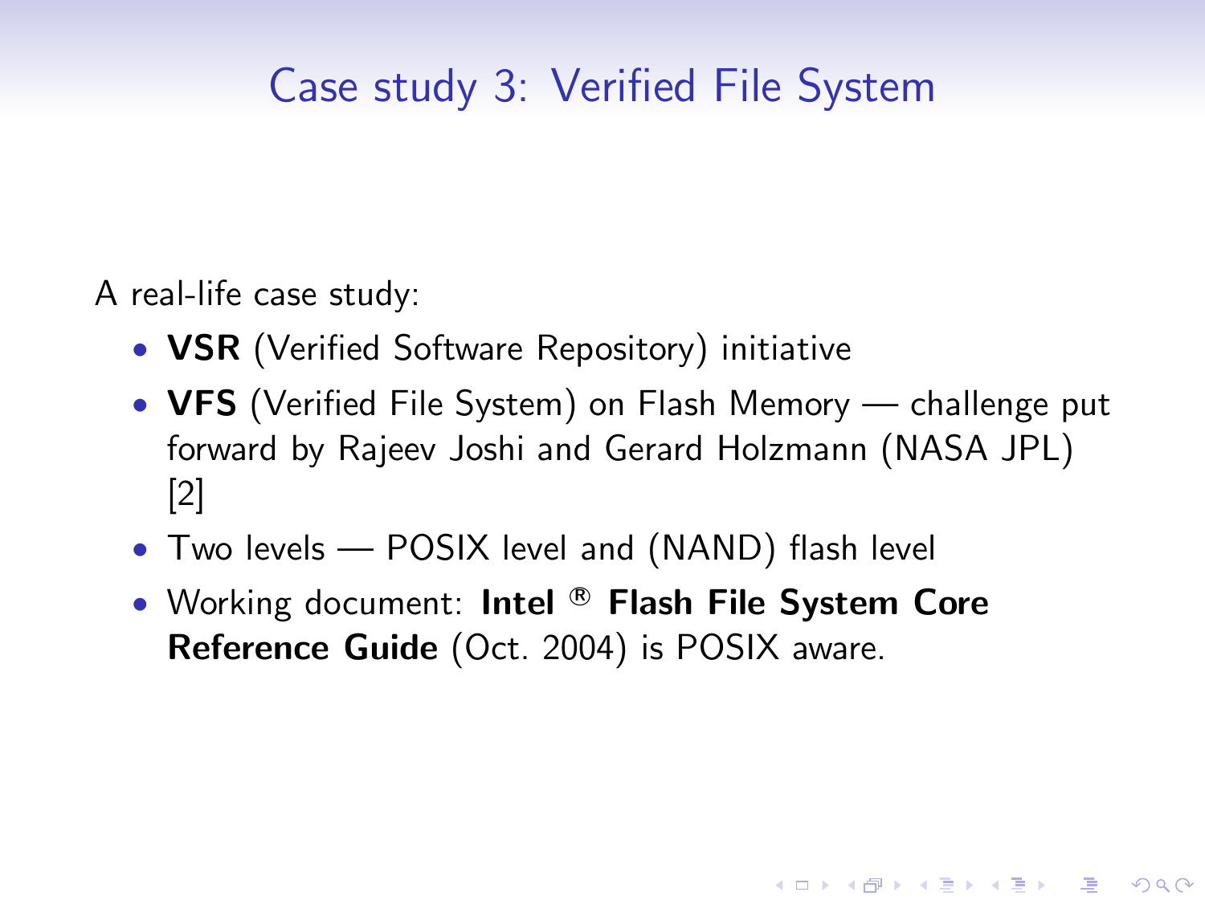# Case study 3: Verified File System

A real-life case study:

- **VSR** (Verified Software Repository) initiative
- **VFS** (Verified File System) on Flash Memory — challenge put forward by Rajeev Joshi and Gerard Holzmann (NASA JPL) [2]
- Two levels — POSIX level and (NAND) flash level
- Working document: **Intel ® Flash File System Core Reference Guide** (Oct. 2004) is POSIX aware.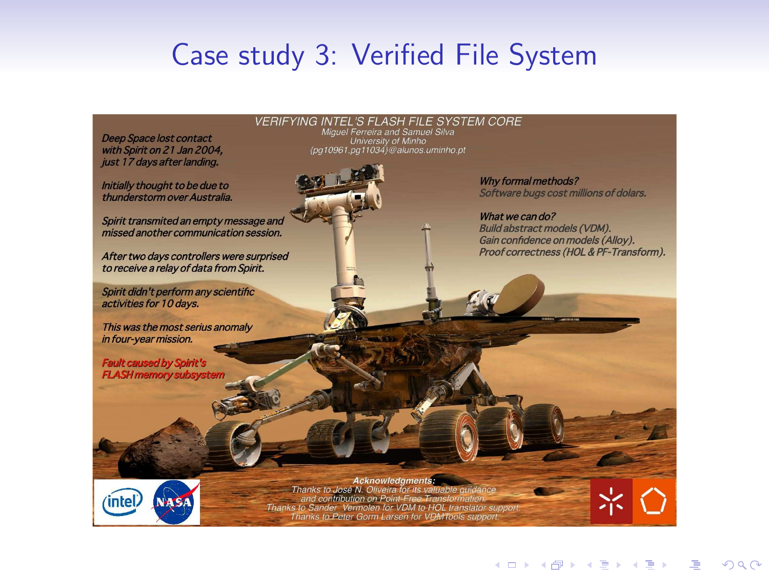# Case study 3: Verified File System

VERIFYING INTEL'S FLASH FILE SYSTEM CORE

Miguel Ferreira and Samuel Silva
University of Minho
{pg10961,pg11034}@alunos.uminho.pt

*Deep Space lost contact with Spirit on 21 Jan 2004, just 17 days after landing.*

*Initially thought to be due to thunderstorm over Australia.*

*Spirit transmited an empty message and missed another communication session.*

*After two days controllers were surprised to receive a relay of data from Spirit.*

*Spirit didn't perform any scientific activities for 10 days.*

*This was the most serius anomaly in four-year mission.*

*Fault caused by Spirit's FLASH memory subsystem*

*Why formal methods?*
*Software bugs cost millions of dolars.*

*What we can do?*
*Build abstract models (VDM).*
*Gain confidence on models (Alloy).*
*Proof correctness (HOL & PF-Transform).*

*Acknowledgments:*
*Thanks to José N. Oliveira for its valuable guidance and contribution on Point-Free Transformation.*
*Thanks to Sander Vermolen for VDM to HOL translator support.*
*Thanks to Peter Gorm Larsen for VDMTools support.*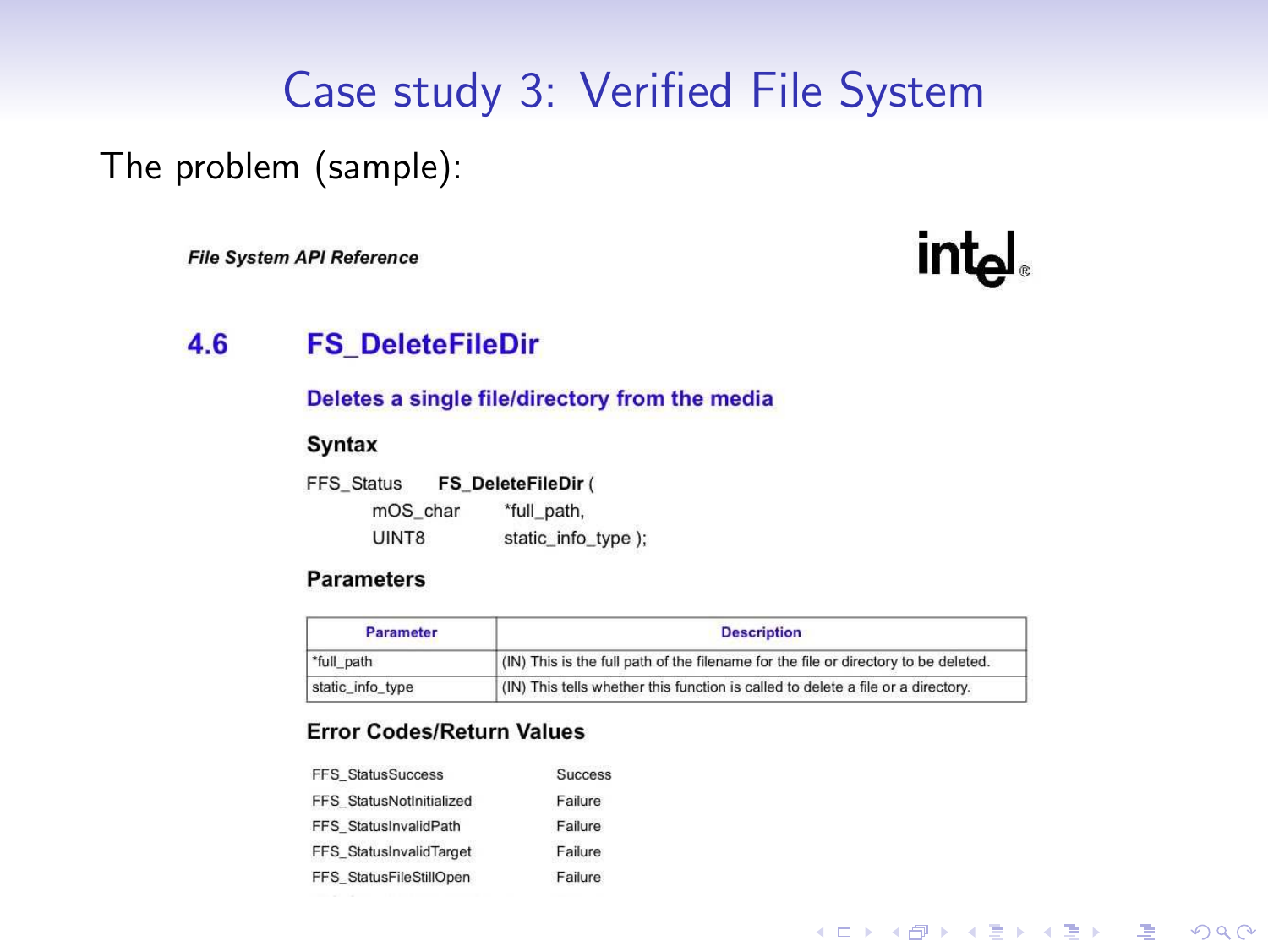# Case study 3: Verified File System

The problem (sample):

***File System API Reference***

intel®

## 4.6 FS_DeleteFileDir

### Deletes a single file/directory from the media

#### Syntax

```
FFS_Status    FS_DeleteFileDir (
        mOS_char      *full_path,
        UINT8         static_info_type );
```

#### Parameters

| Parameter | Description |
|---|---|
| *full_path | (IN) This is the full path of the filename for the file or directory to be deleted. |
| static_info_type | (IN) This tells whether this function is called to delete a file or a directory. |

#### Error Codes/Return Values

| | |
|---|---|
| FFS_StatusSuccess | Success |
| FFS_StatusNotInitialized | Failure |
| FFS_StatusInvalidPath | Failure |
| FFS_StatusInvalidTarget | Failure |
| FFS_StatusFileStillOpen | Failure |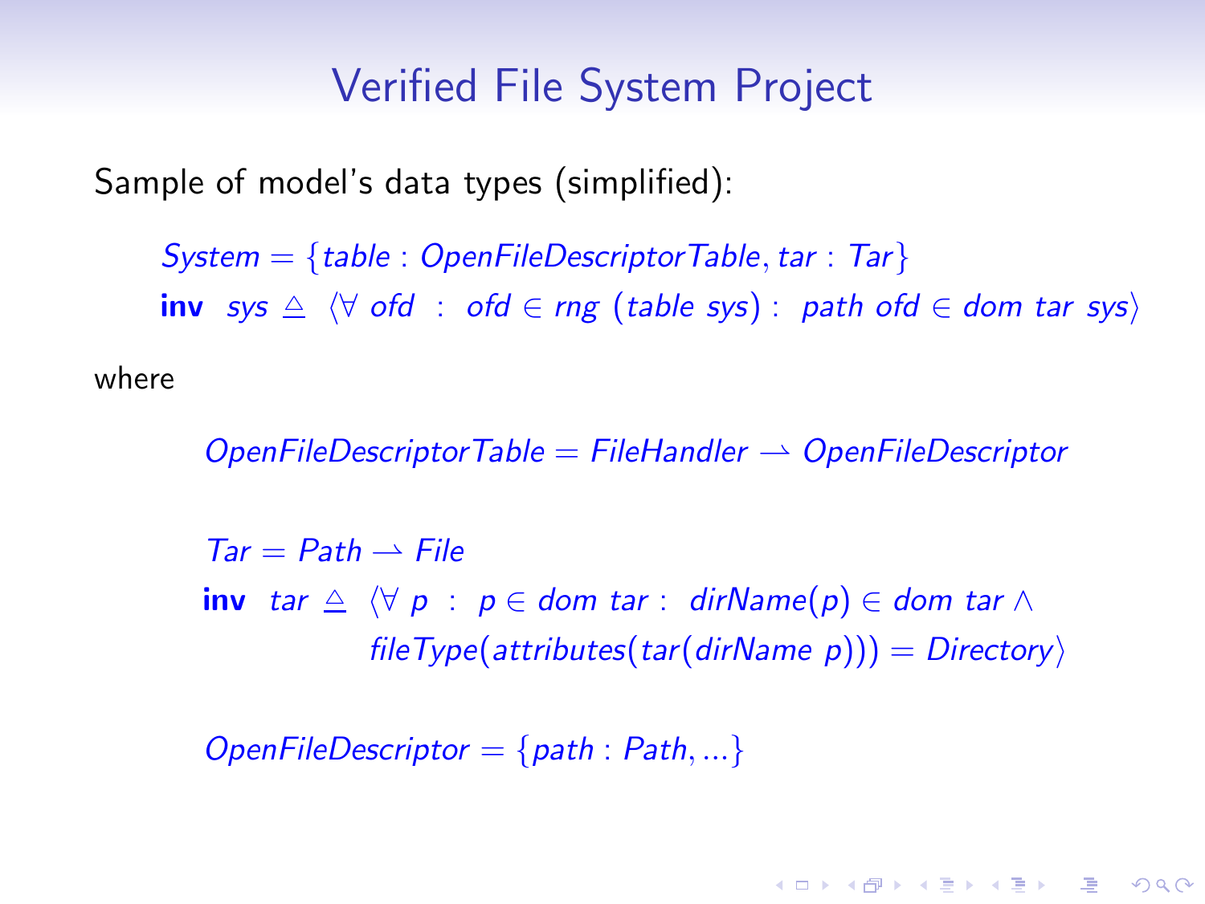# Verified File System Project

Sample of model's data types (simplified):

$$System = \{table : OpenFileDescriptorTable, tar : Tar\}$$

$$\textbf{inv}\ \ sys \triangleq \langle \forall\ ofd\ :\ ofd \in rng\ (table\ sys) :\ path\ ofd \in dom\ tar\ sys \rangle$$

where

$$OpenFileDescriptorTable = FileHandler \rightharpoonup OpenFileDescriptor$$

$$Tar = Path \rightharpoonup File$$

$$\textbf{inv}\ \ tar \triangleq \langle \forall\ p\ :\ p \in dom\ tar :\ dirName(p) \in dom\ tar \wedge fileType(attributes(tar(dirName\ p))) = Directory \rangle$$

$$OpenFileDescriptor = \{path : Path, ...\}$$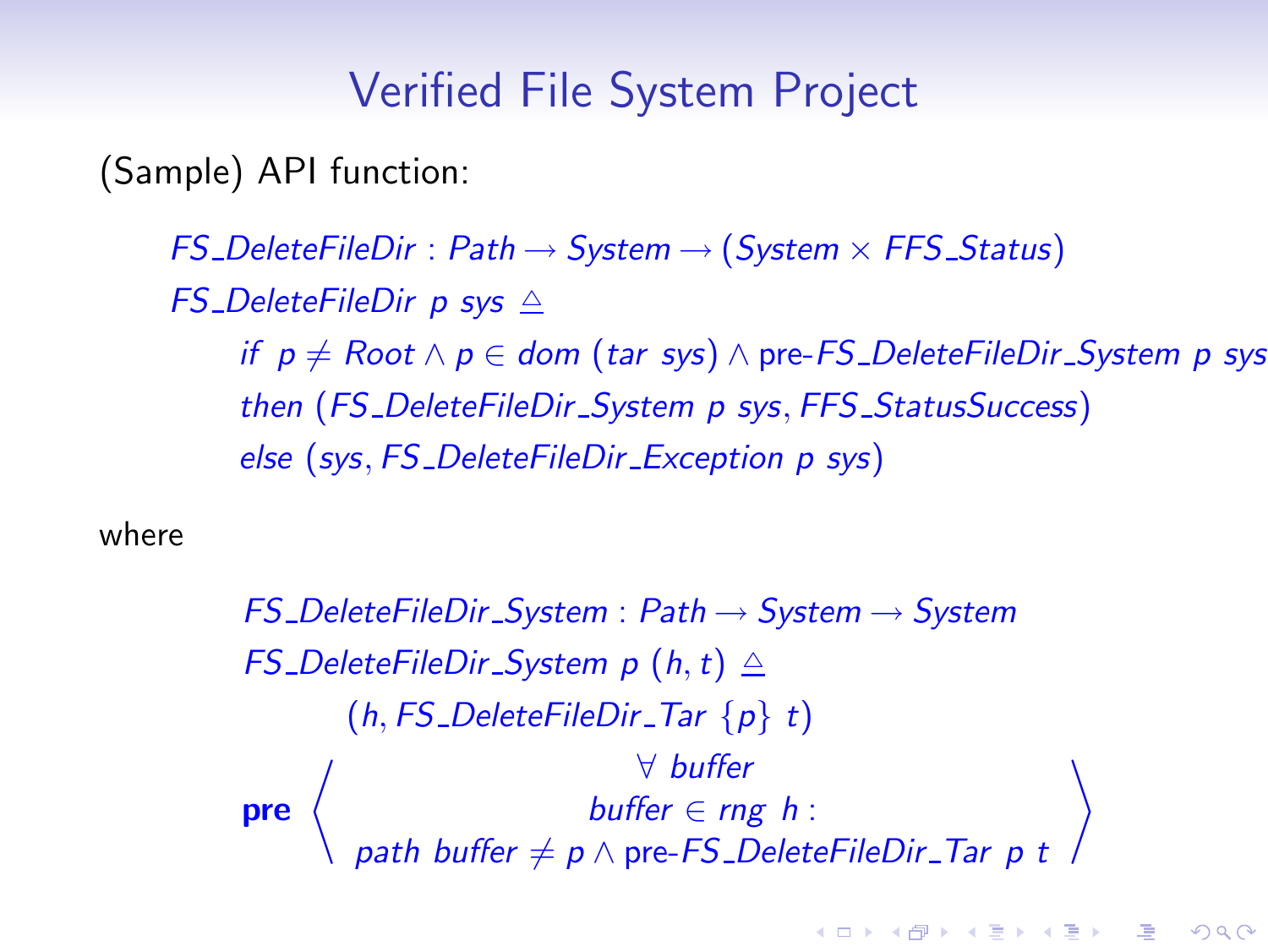## Verified File System Project

(Sample) API function:

$$
\begin{array}{l}
\mathit{FS\_DeleteFileDir} : \mathit{Path} \rightarrow \mathit{System} \rightarrow (\mathit{System} \times \mathit{FFS\_Status}) \\
\mathit{FS\_DeleteFileDir}\ p\ \mathit{sys} \triangleq \\
\quad \mathit{if}\ \ p \neq \mathit{Root} \land p \in \mathit{dom}\ (\mathit{tar}\ \mathit{sys}) \land \text{pre-}\mathit{FS\_DeleteFileDir\_System}\ p\ \mathit{sys} \\
\quad \mathit{then}\ (\mathit{FS\_DeleteFileDir\_System}\ p\ \mathit{sys}, \mathit{FFS\_StatusSuccess}) \\
\quad \mathit{else}\ (\mathit{sys}, \mathit{FS\_DeleteFileDir\_Exception}\ p\ \mathit{sys})
\end{array}
$$

where

$$
\begin{array}{l}
\mathit{FS\_DeleteFileDir\_System} : \mathit{Path} \rightarrow \mathit{System} \rightarrow \mathit{System} \\
\mathit{FS\_DeleteFileDir\_System}\ p\ (h, t) \triangleq \\
\quad (h, \mathit{FS\_DeleteFileDir\_Tar}\ \{p\}\ t) \\
\mathbf{pre} \left\langle \begin{array}{c} \forall\ \mathit{buffer} \\ \mathit{buffer} \in \mathit{rng}\ \ h : \\ \mathit{path}\ \mathit{buffer} \neq p \land \text{pre-}\mathit{FS\_DeleteFileDir\_Tar}\ p\ t \end{array} \right\rangle
\end{array}
$$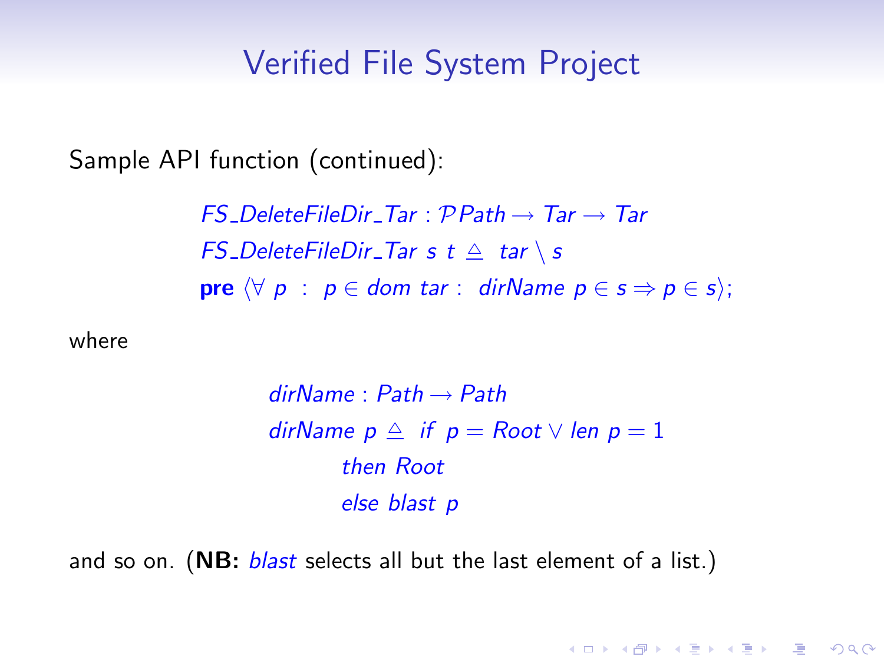# Verified File System Project

Sample API function (continued):

$$
\begin{aligned}
&FS\_DeleteFileDir\_Tar : \mathcal{P}\,Path \rightarrow Tar \rightarrow Tar \\
&FS\_DeleteFileDir\_Tar\ s\ t \triangleq\ tar \setminus s \\
&\textbf{pre}\ \langle \forall\ p\ :\ p \in dom\ tar :\ dirName\ p \in s \Rightarrow p \in s \rangle;
\end{aligned}
$$

where

$$
\begin{aligned}
&dirName : Path \rightarrow Path \\
&dirName\ p \triangleq\ if\ p = Root \vee len\ p = 1 \\
&\qquad then\ Root \\
&\qquad else\ blast\ p
\end{aligned}
$$

and so on. (**NB:** *blast* selects all but the last element of a list.)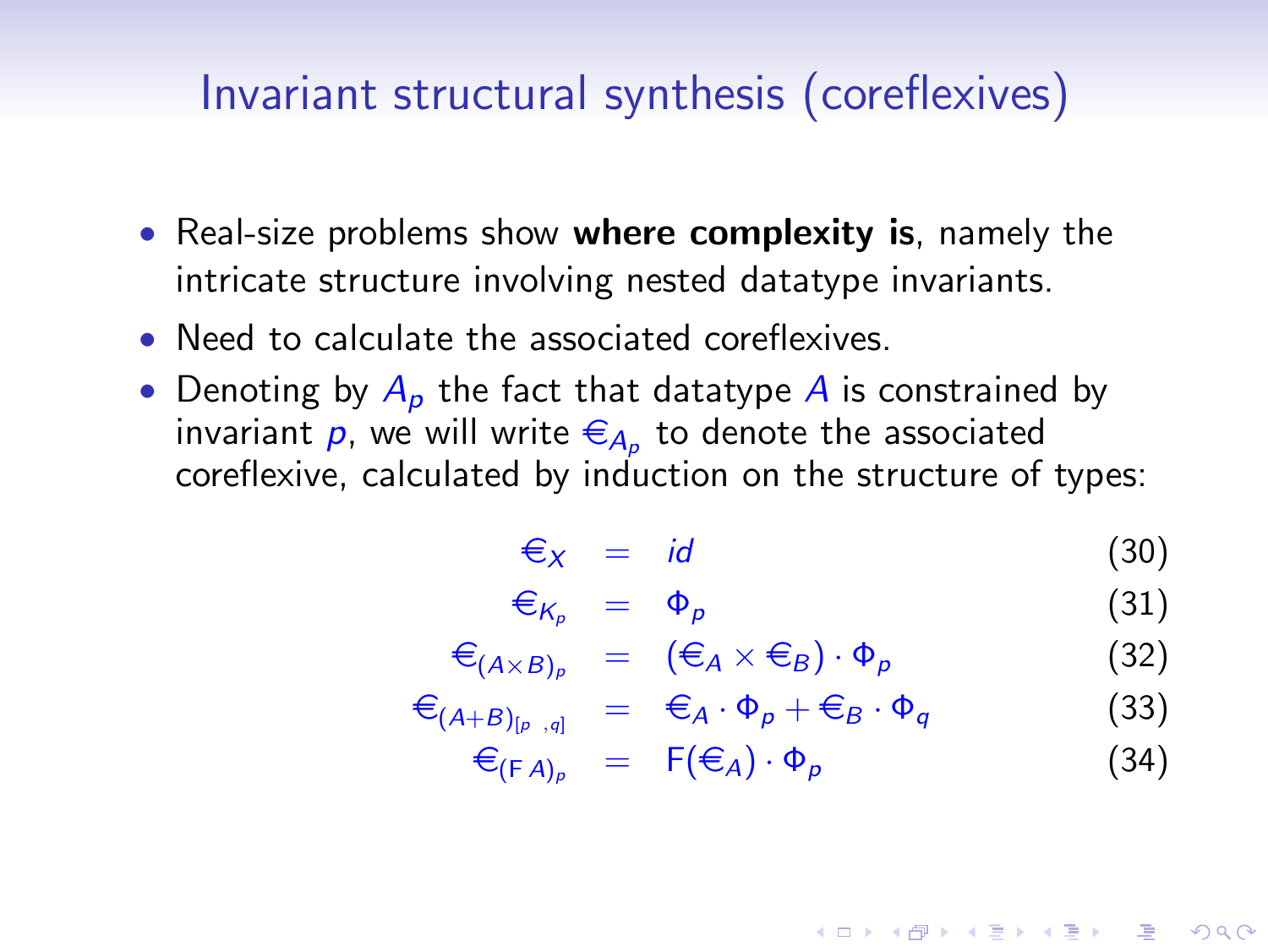# Invariant structural synthesis (coreflexives)

- Real-size problems show **where complexity is**, namely the intricate structure involving nested datatype invariants.
- Need to calculate the associated coreflexives.
- Denoting by $A_p$ the fact that datatype $A$ is constrained by invariant $p$, we will write $\in_{A_p}$ to denote the associated coreflexive, calculated by induction on the structure of types:

$$\in_X = id \tag{30}$$

$$\in_{K_p} = \Phi_p \tag{31}$$

$$\in_{(A \times B)_p} = (\in_A \times \in_B) \cdot \Phi_p \tag{32}$$

$$\in_{(A+B)_{[p\ ,q]}} = \in_A \cdot \Phi_p + \in_B \cdot \Phi_q \tag{33}$$

$$\in_{(\mathsf{F}\,A)_p} = \mathsf{F}(\in_A) \cdot \Phi_p \tag{34}$$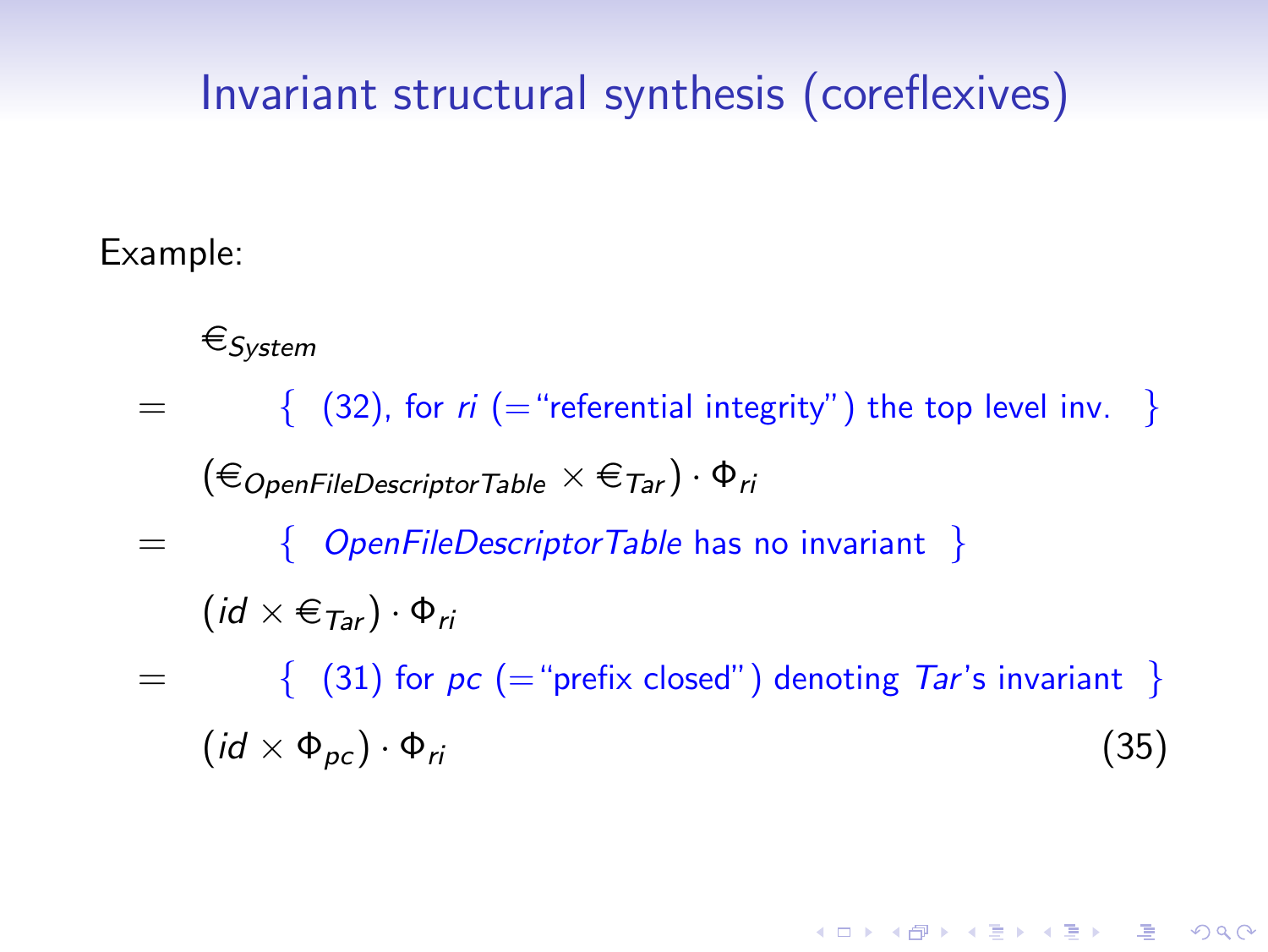# Invariant structural synthesis (coreflexives)

Example:

$$
\begin{array}{ll}
& \in_{System} \\
= & \{\ \text{(32), for } ri \text{ (=“referential integrity”) the top level inv.}\ \} \\
& (\in_{OpenFileDescriptorTable} \times \in_{Tar}) \cdot \Phi_{ri} \\
= & \{\ OpenFileDescriptorTable \text{ has no invariant}\ \} \\
& (id \times \in_{Tar}) \cdot \Phi_{ri} \\
= & \{\ \text{(31) for } pc \text{ (=“prefix closed”) denoting } Tar\text{'s invariant}\ \} \\
& (id \times \Phi_{pc}) \cdot \Phi_{ri}
\end{array}
\qquad (35)
$$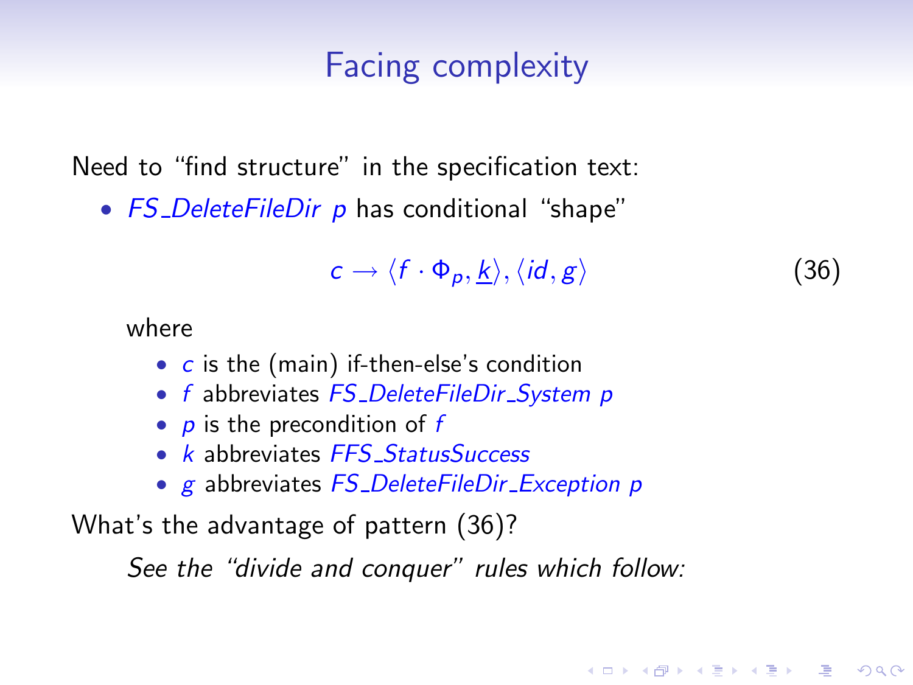## Facing complexity

Need to "find structure" in the specification text:

- *FS_DeleteFileDir p* has conditional "shape"

$$c \rightarrow \langle f \cdot \Phi_p, \underline{k} \rangle, \langle id, g \rangle \tag{36}$$

  where

  - $c$ is the (main) if-then-else's condition
  - $f$ abbreviates *FS_DeleteFileDir_System p*
  - $p$ is the precondition of $f$
  - $k$ abbreviates *FFS_StatusSuccess*
  - $g$ abbreviates *FS_DeleteFileDir_Exception p*

What's the advantage of pattern (36)?

*See the "divide and conquer" rules which follow:*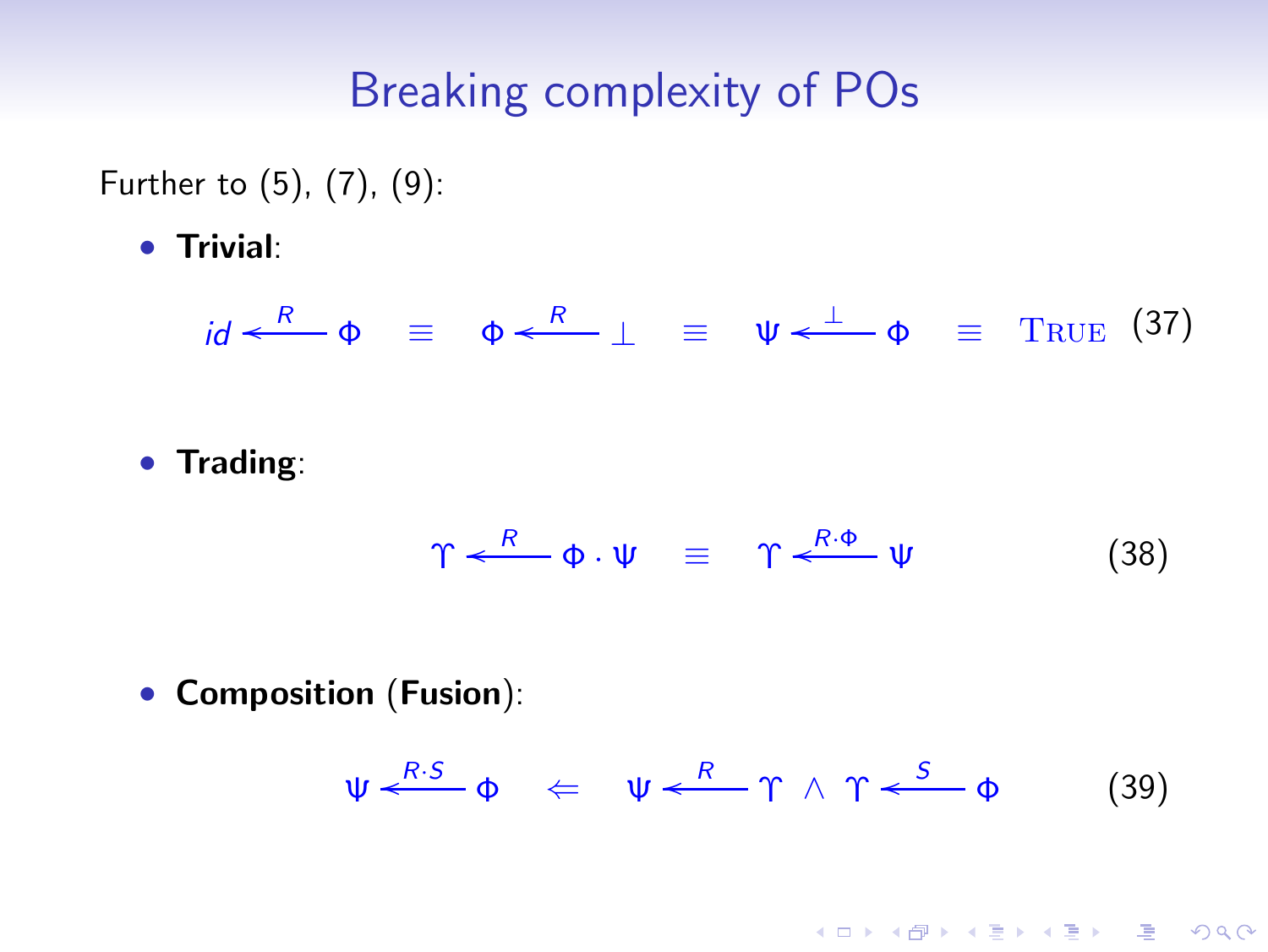## Breaking complexity of POs

Further to (5), (7), (9):

- **Trivial**:

$$id \xleftarrow{R} \Phi \quad \equiv \quad \Phi \xleftarrow{R} \bot \quad \equiv \quad \Psi \xleftarrow{\bot} \Phi \quad \equiv \quad \textsc{True} \tag{37}$$

- **Trading**:

$$\Upsilon \xleftarrow{R} \Phi \cdot \Psi \quad \equiv \quad \Upsilon \xleftarrow{R \cdot \Phi} \Psi \tag{38}$$

- **Composition** (**Fusion**):

$$\Psi \xleftarrow{R \cdot S} \Phi \quad \Leftarrow \quad \Psi \xleftarrow{R} \Upsilon \ \wedge \ \Upsilon \xleftarrow{S} \Phi \tag{39}$$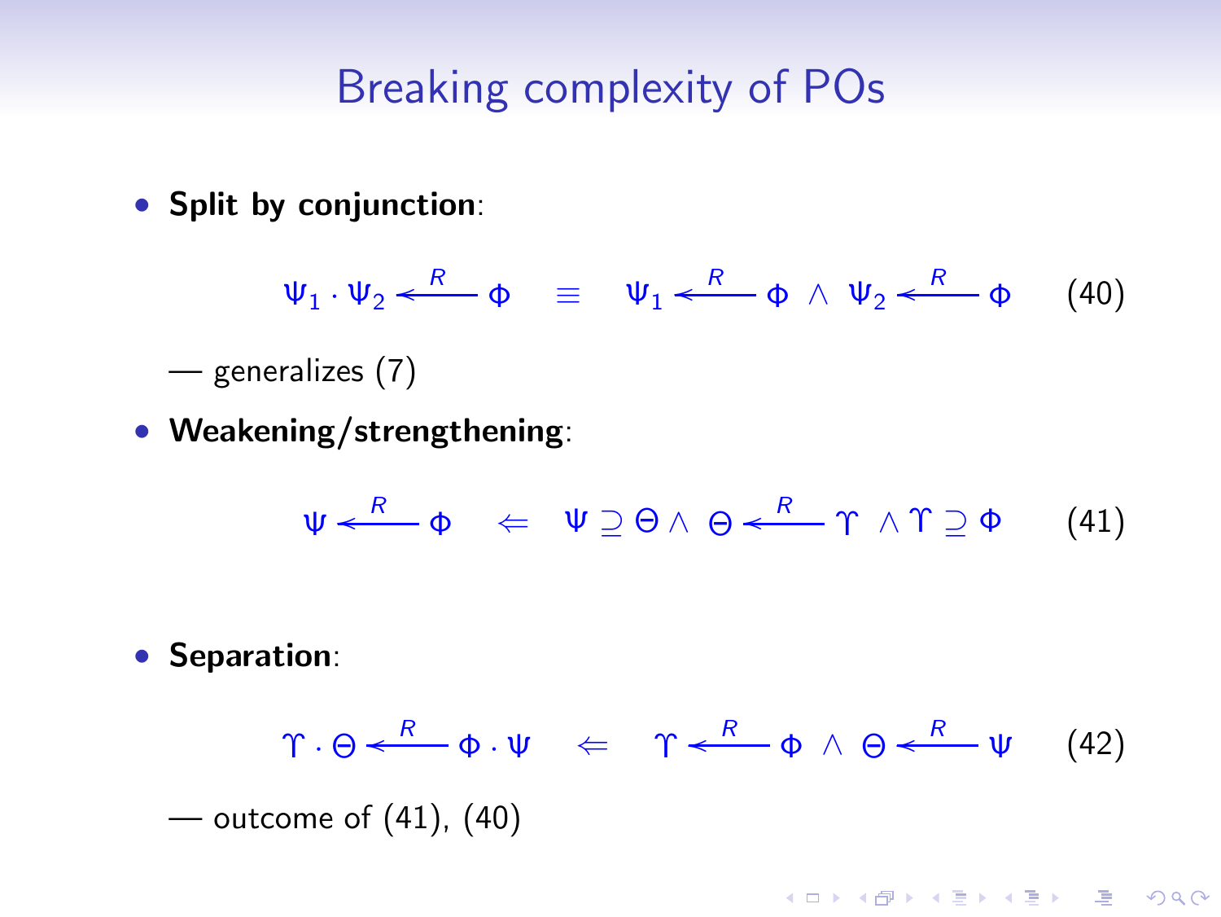# Breaking complexity of POs

- **Split by conjunction**:

$$\Psi_1 \cdot \Psi_2 \xleftarrow{R} \Phi \quad \equiv \quad \Psi_1 \xleftarrow{R} \Phi \ \wedge \ \Psi_2 \xleftarrow{R} \Phi \tag{40}$$

— generalizes (7)

- **Weakening/strengthening**:

$$\Psi \xleftarrow{R} \Phi \quad \Leftarrow \quad \Psi \supseteq \Theta \wedge \ \Theta \xleftarrow{R} \Upsilon \ \wedge \Upsilon \supseteq \Phi \tag{41}$$

- **Separation**:

$$\Upsilon \cdot \Theta \xleftarrow{R} \Phi \cdot \Psi \quad \Leftarrow \quad \Upsilon \xleftarrow{R} \Phi \ \wedge \ \Theta \xleftarrow{R} \Psi \tag{42}$$

— outcome of (41), (40)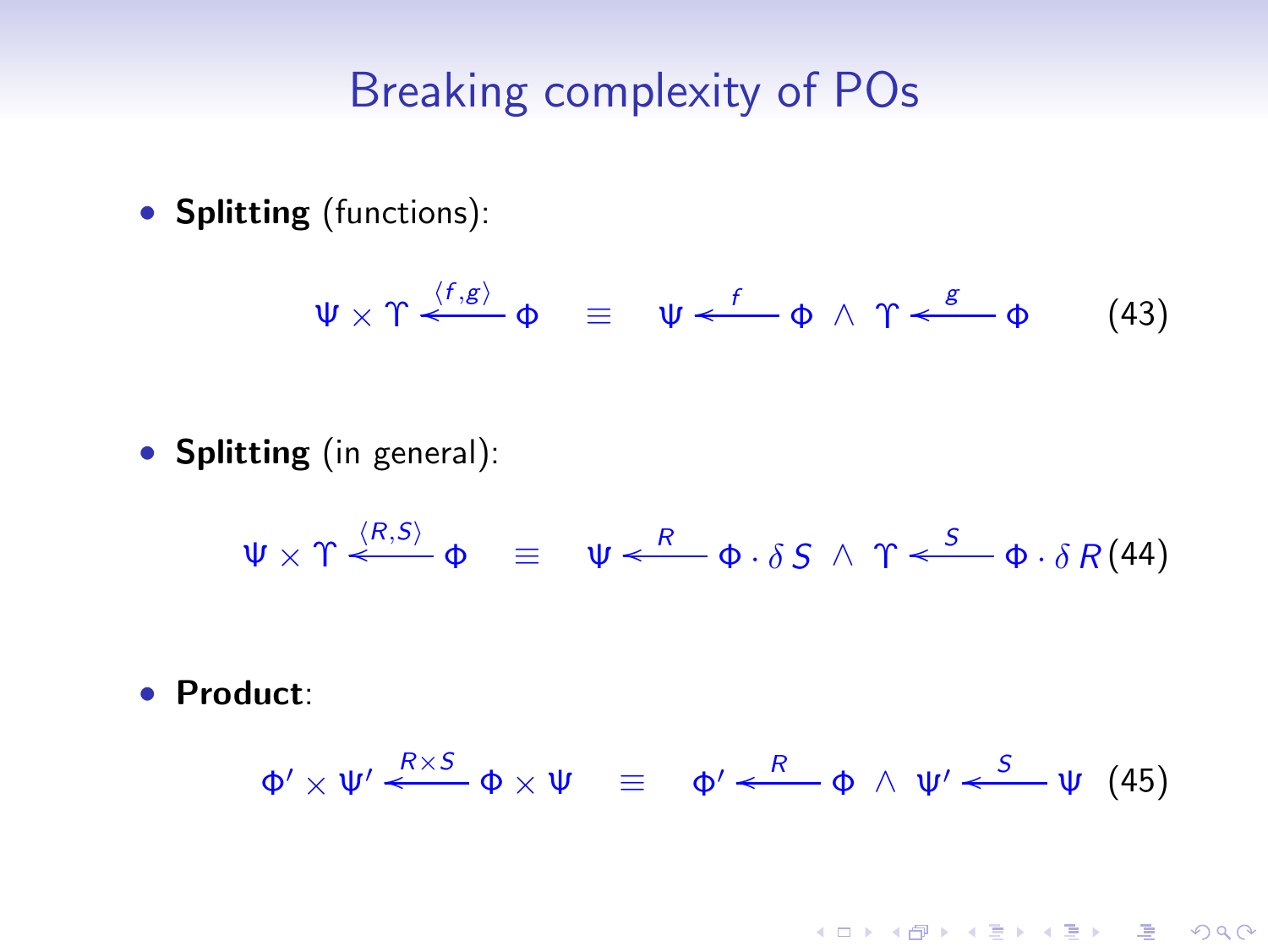# Breaking complexity of POs

- **Splitting** (functions):

$$\Psi \times \Upsilon \xleftarrow{\langle f,g \rangle} \Phi \quad \equiv \quad \Psi \xleftarrow{f} \Phi \;\wedge\; \Upsilon \xleftarrow{g} \Phi \tag{43}$$

- **Splitting** (in general):

$$\Psi \times \Upsilon \xleftarrow{\langle R,S \rangle} \Phi \quad \equiv \quad \Psi \xleftarrow{R} \Phi \cdot \delta\, S \;\wedge\; \Upsilon \xleftarrow{S} \Phi \cdot \delta\, R \tag{44}$$

- **Product**:

$$\Phi' \times \Psi' \xleftarrow{R \times S} \Phi \times \Psi \quad \equiv \quad \Phi' \xleftarrow{R} \Phi \;\wedge\; \Psi' \xleftarrow{S} \Psi \tag{45}$$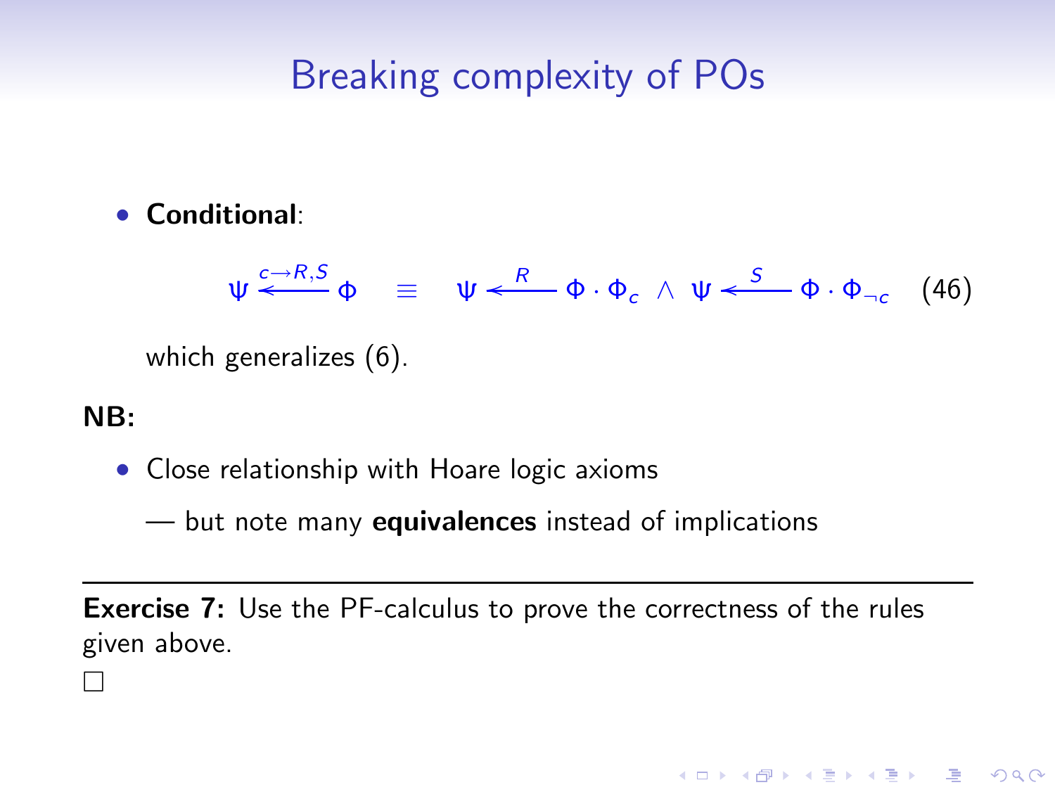## Breaking complexity of POs

- **Conditional**:

$$\Psi \xleftarrow{c \to R, S} \Phi \quad \equiv \quad \Psi \xleftarrow{R} \Phi \cdot \Phi_c \ \wedge \ \Psi \xleftarrow{S} \Phi \cdot \Phi_{\neg c} \qquad (46)$$

  which generalizes (6).

**NB:**

- Close relationship with Hoare logic axioms

  — but note many **equivalences** instead of implications

---

**Exercise 7:** Use the PF-calculus to prove the correctness of the rules given above.

□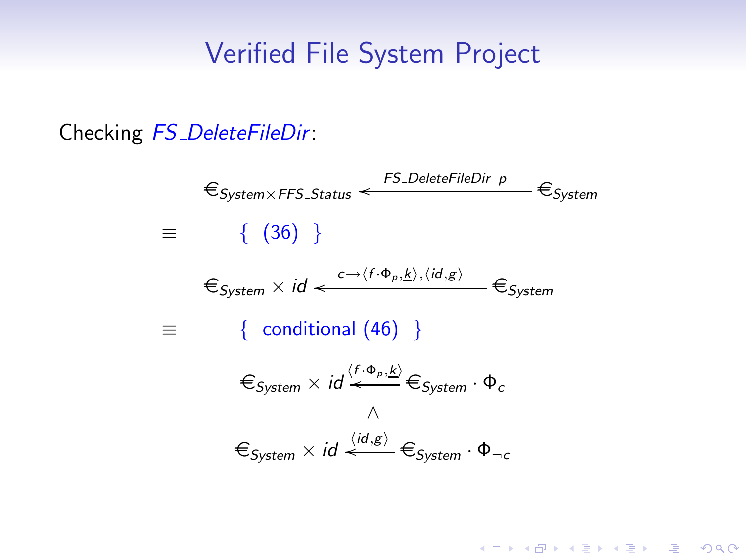# Verified File System Project

Checking *FS_DeleteFileDir*:

$$\in_{System \times FFS\_Status} \xleftarrow{FS\_DeleteFileDir\ \ p} \in_{System}$$

$$\equiv \qquad \{\ (36)\ \}$$

$$\in_{System} \times id \xleftarrow{c \rightarrow \langle f \cdot \Phi_p, \underline{k} \rangle, \langle id, g \rangle} \in_{System}$$

$$\equiv \qquad \{\ \text{conditional (46)}\ \}$$

$$\in_{System} \times id \xleftarrow{\langle f \cdot \Phi_p, \underline{k} \rangle} \in_{System} \cdot \Phi_c$$

$$\wedge$$

$$\in_{System} \times id \xleftarrow{\langle id, g \rangle} \in_{System} \cdot \Phi_{\neg c}$$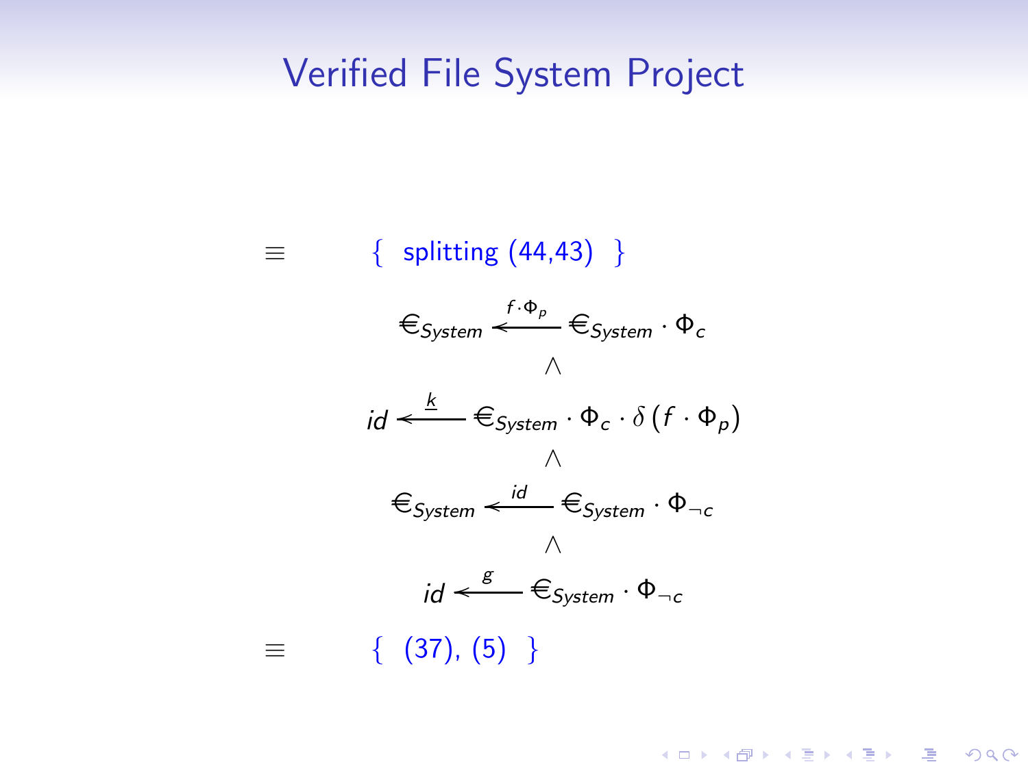# Verified File System Project

$\equiv$ { splitting (44,43) }

$$\in_{System} \xleftarrow{f \cdot \Phi_p} \in_{System} \cdot \Phi_c$$

$$\wedge$$

$$id \xleftarrow{\underline{k}} \in_{System} \cdot \Phi_c \cdot \delta\,(f \cdot \Phi_p)$$

$$\wedge$$

$$\in_{System} \xleftarrow{id} \in_{System} \cdot \Phi_{\neg c}$$

$$\wedge$$

$$id \xleftarrow{g} \in_{System} \cdot \Phi_{\neg c}$$

$\equiv$ { (37), (5) }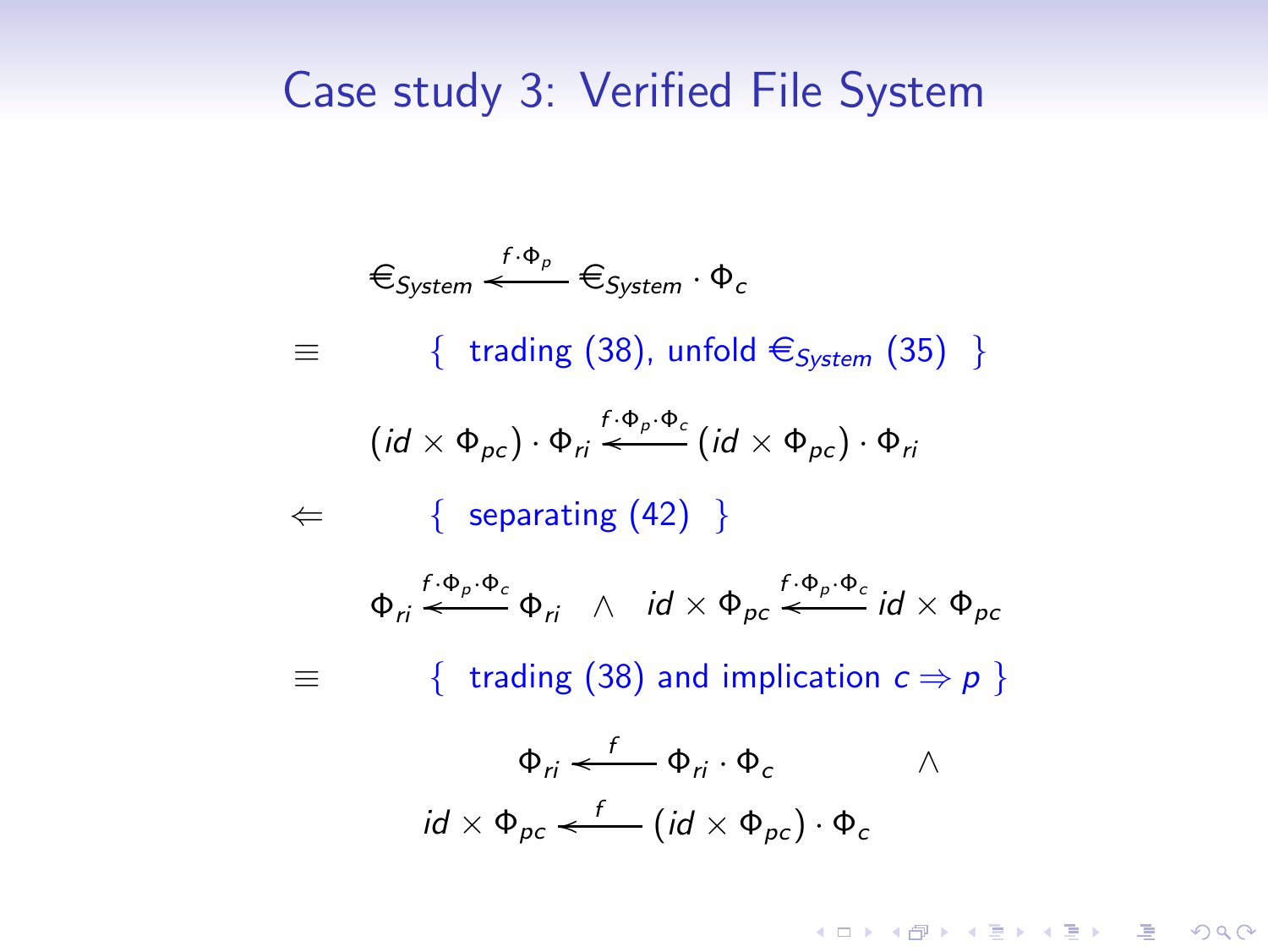# Case study 3: Verified File System

$$\in_{System} \xleftarrow{f \cdot \Phi_p} \in_{System} \cdot \Phi_c$$

$\equiv$ { trading (38), unfold $\in_{System}$ (35) }

$$(id \times \Phi_{pc}) \cdot \Phi_{ri} \xleftarrow{f \cdot \Phi_p \cdot \Phi_c} (id \times \Phi_{pc}) \cdot \Phi_{ri}$$

$\Leftarrow$ { separating (42) }

$$\Phi_{ri} \xleftarrow{f \cdot \Phi_p \cdot \Phi_c} \Phi_{ri} \quad \wedge \quad id \times \Phi_{pc} \xleftarrow{f \cdot \Phi_p \cdot \Phi_c} id \times \Phi_{pc}$$

$\equiv$ { trading (38) and implication $c \Rightarrow p$ }

$$\Phi_{ri} \xleftarrow{f} \Phi_{ri} \cdot \Phi_c \qquad \wedge$$

$$id \times \Phi_{pc} \xleftarrow{f} (id \times \Phi_{pc}) \cdot \Phi_c$$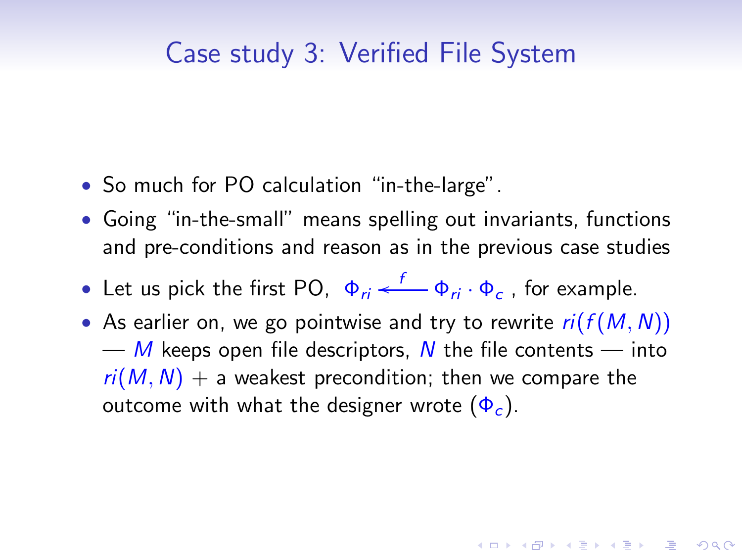# Case study 3: Verified File System

- So much for PO calculation "in-the-large".
- Going "in-the-small" means spelling out invariants, functions and pre-conditions and reason as in the previous case studies
- Let us pick the first PO, $\Phi_{ri} \xleftarrow{f} \Phi_{ri} \cdot \Phi_c$ , for example.
- As earlier on, we go pointwise and try to rewrite $ri(f(M, N))$ — $M$ keeps open file descriptors, $N$ the file contents — into $ri(M, N)$ + a weakest precondition; then we compare the outcome with what the designer wrote ($\Phi_c$).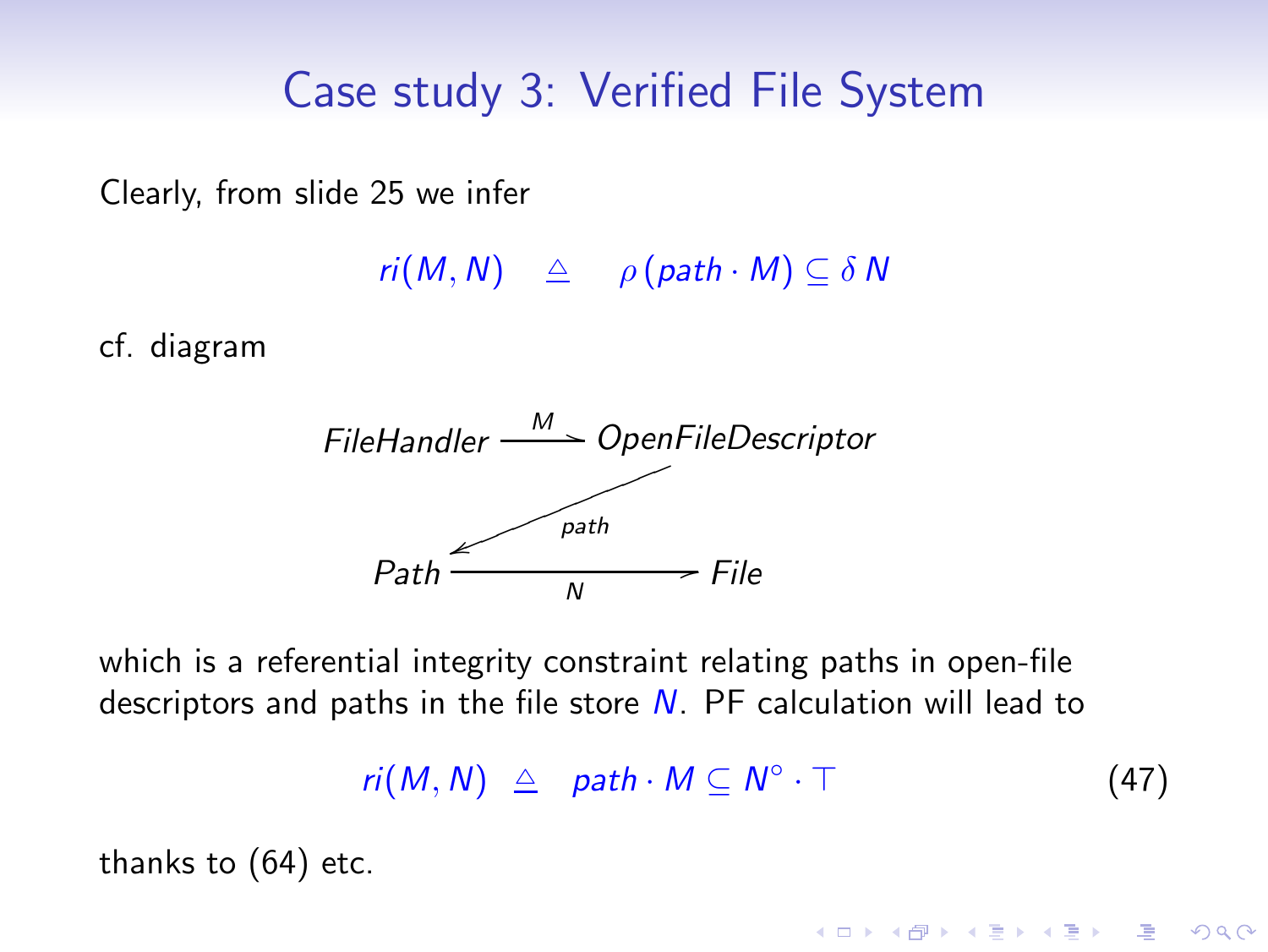# Case study 3: Verified File System

Clearly, from slide 25 we infer

$$ri(M, N) \quad \triangleq \quad \rho\,(path \cdot M) \subseteq \delta\,N$$

cf. diagram

$$\begin{array}{ccc} FileHandler & \xrightarrow{M} & OpenFileDescriptor \\ & \swarrow_{path} & \\ Path & \xrightarrow[N]{} & File \end{array}$$

which is a referential integrity constraint relating paths in open-file descriptors and paths in the file store $N$. PF calculation will lead to

$$ri(M, N) \;\triangleq\; path \cdot M \subseteq N^{\circ} \cdot \top \qquad (47)$$

thanks to (64) etc.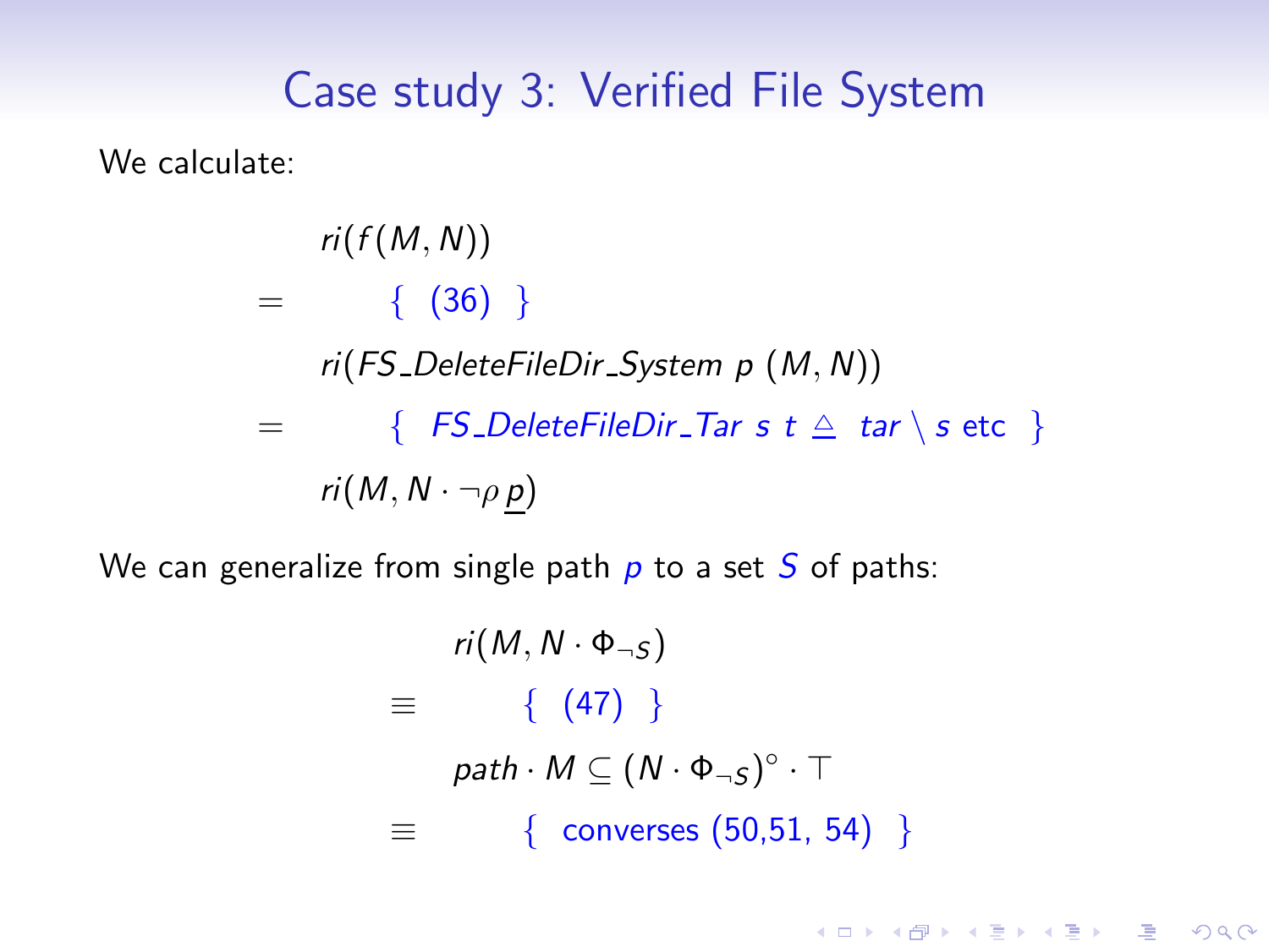# Case study 3: Verified File System

We calculate:

$$
\begin{array}{ll}
 & ri(f(M,N)) \\
= & \quad \{ \ (36) \ \} \\
 & ri(FS\_DeleteFileDir\_System\ p\ (M,N)) \\
= & \quad \{ \ FS\_DeleteFileDir\_Tar\ s\ t \triangleq\ tar \setminus s \text{ etc } \} \\
 & ri(M, N \cdot \neg\rho\, \underline{p})
\end{array}
$$

We can generalize from single path $p$ to a set $S$ of paths:

$$
\begin{array}{ll}
 & ri(M, N \cdot \Phi_{\neg S}) \\
\equiv & \quad \{ \ (47) \ \} \\
 & path \cdot M \subseteq (N \cdot \Phi_{\neg S})^{\circ} \cdot \top \\
\equiv & \quad \{ \ \text{converses } (50,51,\ 54) \ \}
\end{array}
$$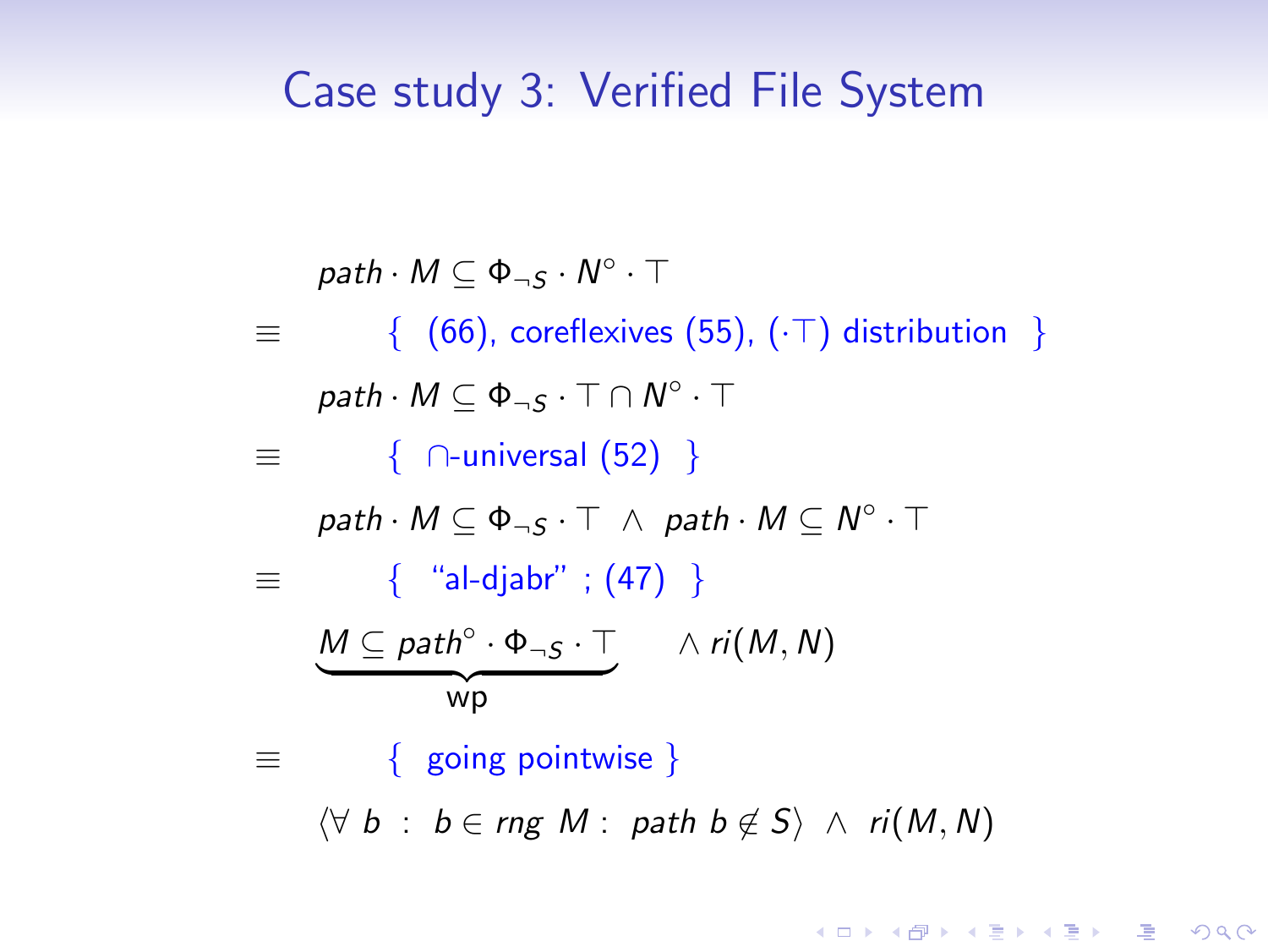# Case study 3: Verified File System

$$
\begin{array}{ll}
 & path \cdot M \subseteq \Phi_{\neg S} \cdot N^{\circ} \cdot \top \\
\equiv & \quad \{ \text{ (66), coreflexives (55), } (\cdot\top) \text{ distribution } \} \\
 & path \cdot M \subseteq \Phi_{\neg S} \cdot \top \cap N^{\circ} \cdot \top \\
\equiv & \quad \{ \ \cap\text{-universal (52) } \} \\
 & path \cdot M \subseteq \Phi_{\neg S} \cdot \top \ \wedge \ path \cdot M \subseteq N^{\circ} \cdot \top \\
\equiv & \quad \{ \text{ “al-djabr” ; (47) } \} \\
 & \underbrace{M \subseteq path^{\circ} \cdot \Phi_{\neg S} \cdot \top}_{\text{wp}} \quad \wedge \ ri(M, N) \\
\equiv & \quad \{ \text{ going pointwise } \} \\
 & \langle \forall \ b \ : \ b \in rng \ M : \ path \ b \notin S \rangle \ \wedge \ ri(M, N)
\end{array}
$$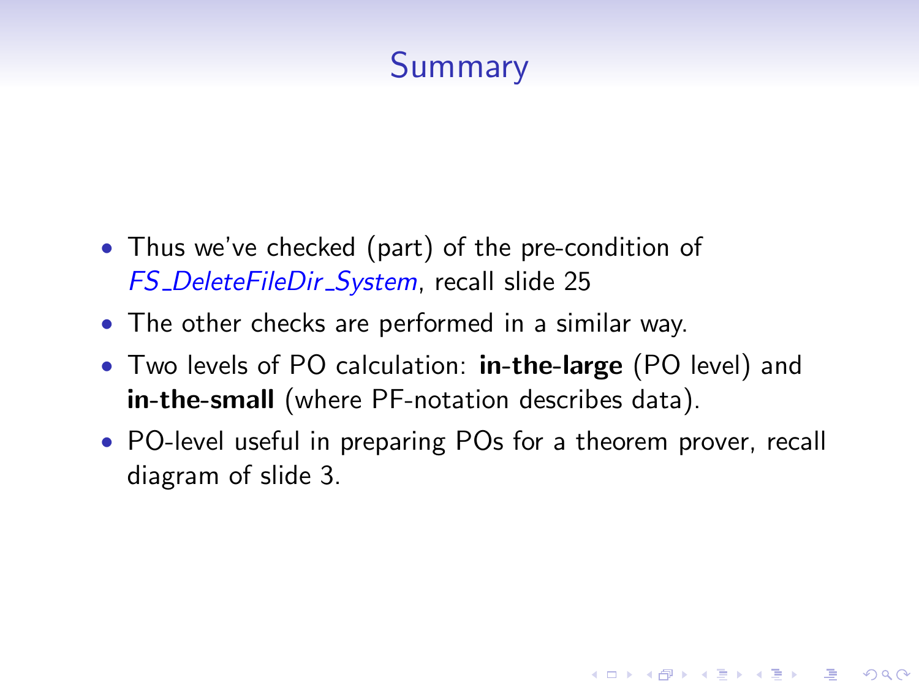# Summary

- Thus we've checked (part) of the pre-condition of *FS_DeleteFileDir_System*, recall slide 25
- The other checks are performed in a similar way.
- Two levels of PO calculation: **in-the-large** (PO level) and **in-the-small** (where PF-notation describes data).
- PO-level useful in preparing POs for a theorem prover, recall diagram of slide 3.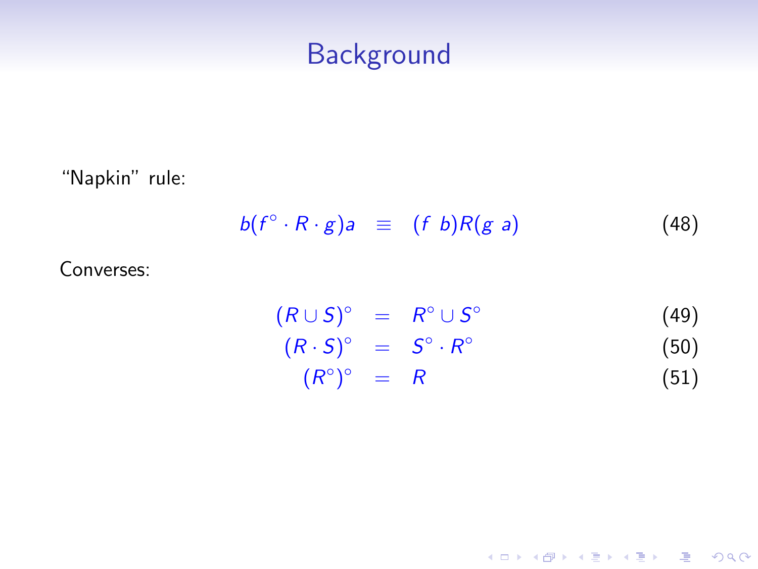# Background

"Napkin" rule:

$$b(f^\circ \cdot R \cdot g)a \quad \equiv \quad (f\ b)R(g\ a) \tag{48}$$

Converses:

$$(R \cup S)^\circ = R^\circ \cup S^\circ \tag{49}$$

$$(R \cdot S)^\circ = S^\circ \cdot R^\circ \tag{50}$$

$$(R^\circ)^\circ = R \tag{51}$$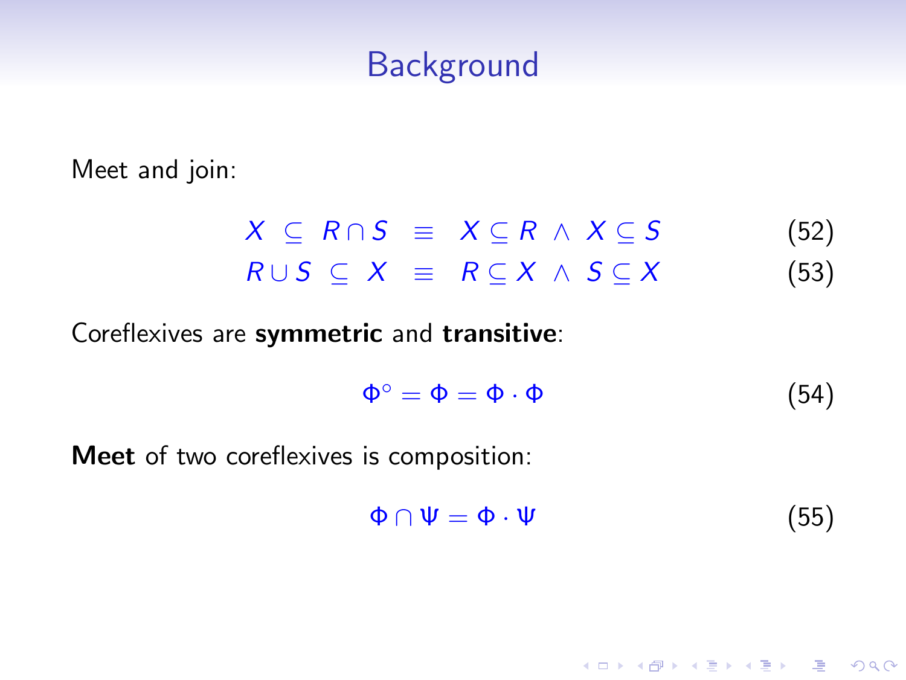# Background

Meet and join:

$$X \subseteq R \cap S \equiv X \subseteq R \wedge X \subseteq S \tag{52}$$

$$R \cup S \subseteq X \equiv R \subseteq X \wedge S \subseteq X \tag{53}$$

Coreflexives are **symmetric** and **transitive**:

$$\Phi^{\circ} = \Phi = \Phi \cdot \Phi \tag{54}$$

**Meet** of two coreflexives is composition:

$$\Phi \cap \Psi = \Phi \cdot \Psi \tag{55}$$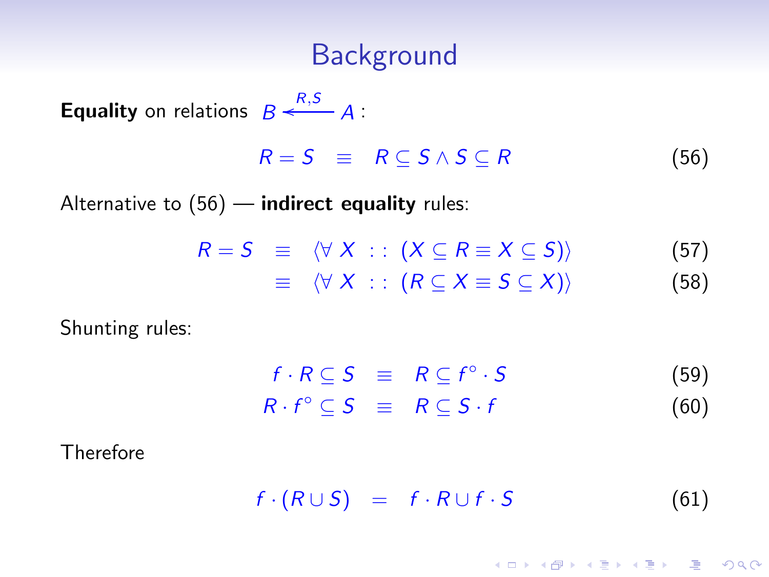# Background

**Equality** on relations $B \stackrel{R,S}{\longleftarrow} A$ :

$$R = S \quad \equiv \quad R \subseteq S \wedge S \subseteq R \tag{56}$$

Alternative to (56) — **indirect equality** rules:

$$R = S \quad \equiv \quad \langle \forall\, X \ :: \ (X \subseteq R \equiv X \subseteq S) \rangle \tag{57}$$

$$\equiv \quad \langle \forall\, X \ :: \ (R \subseteq X \equiv S \subseteq X) \rangle \tag{58}$$

Shunting rules:

$$f \cdot R \subseteq S \quad \equiv \quad R \subseteq f^{\circ} \cdot S \tag{59}$$

$$R \cdot f^{\circ} \subseteq S \quad \equiv \quad R \subseteq S \cdot f \tag{60}$$

Therefore

$$f \cdot (R \cup S) \quad = \quad f \cdot R \cup f \cdot S \tag{61}$$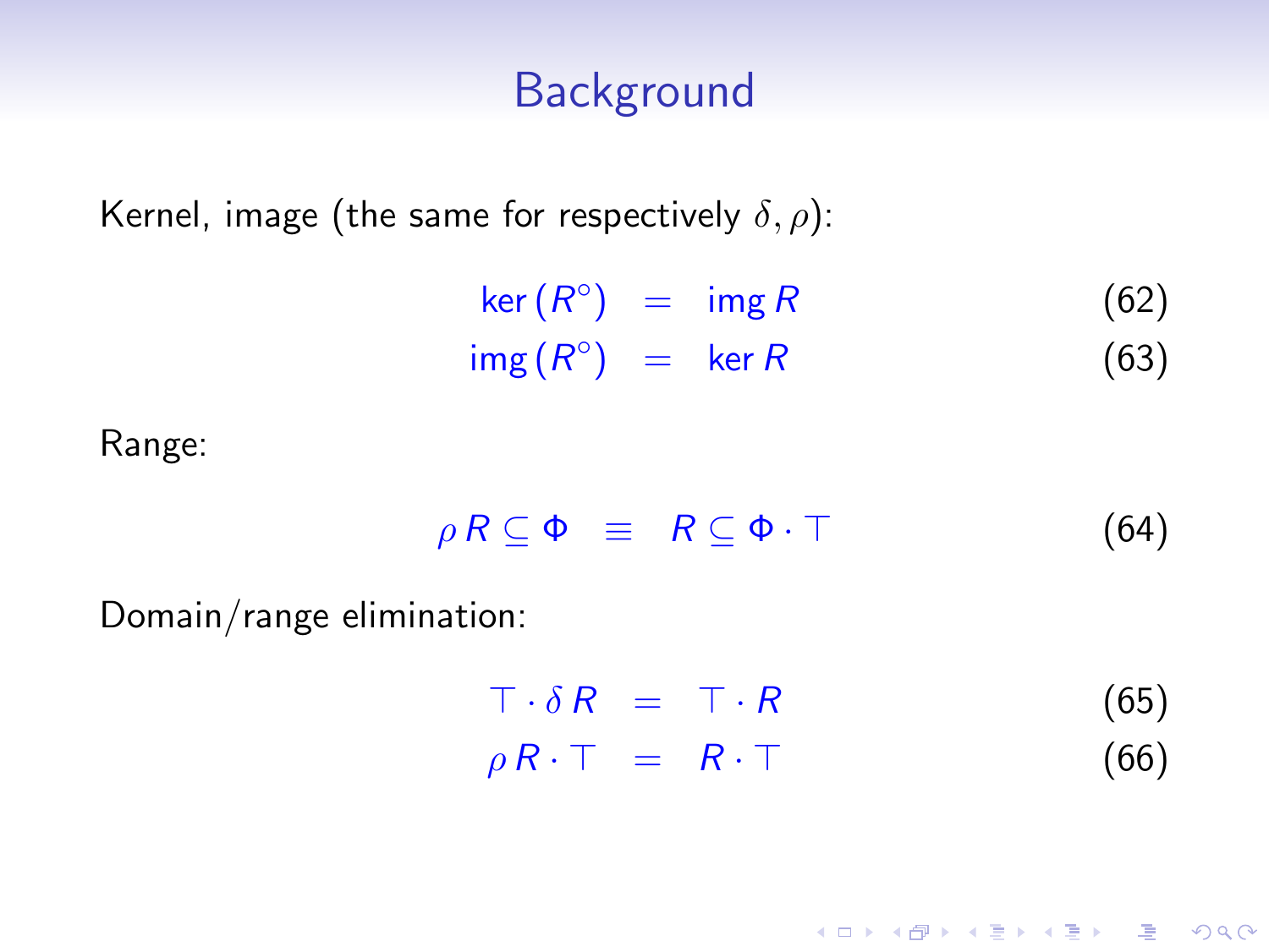# Background

Kernel, image (the same for respectively $\delta, \rho$):

$$\ker (R^\circ) = \mathsf{img}\, R \tag{62}$$

$$\mathsf{img}\, (R^\circ) = \ker R \tag{63}$$

Range:

$$\rho\, R \subseteq \Phi \equiv R \subseteq \Phi \cdot \top \tag{64}$$

Domain/range elimination:

$$\top \cdot \delta\, R = \top \cdot R \tag{65}$$

$$\rho\, R \cdot \top = R \cdot \top \tag{66}$$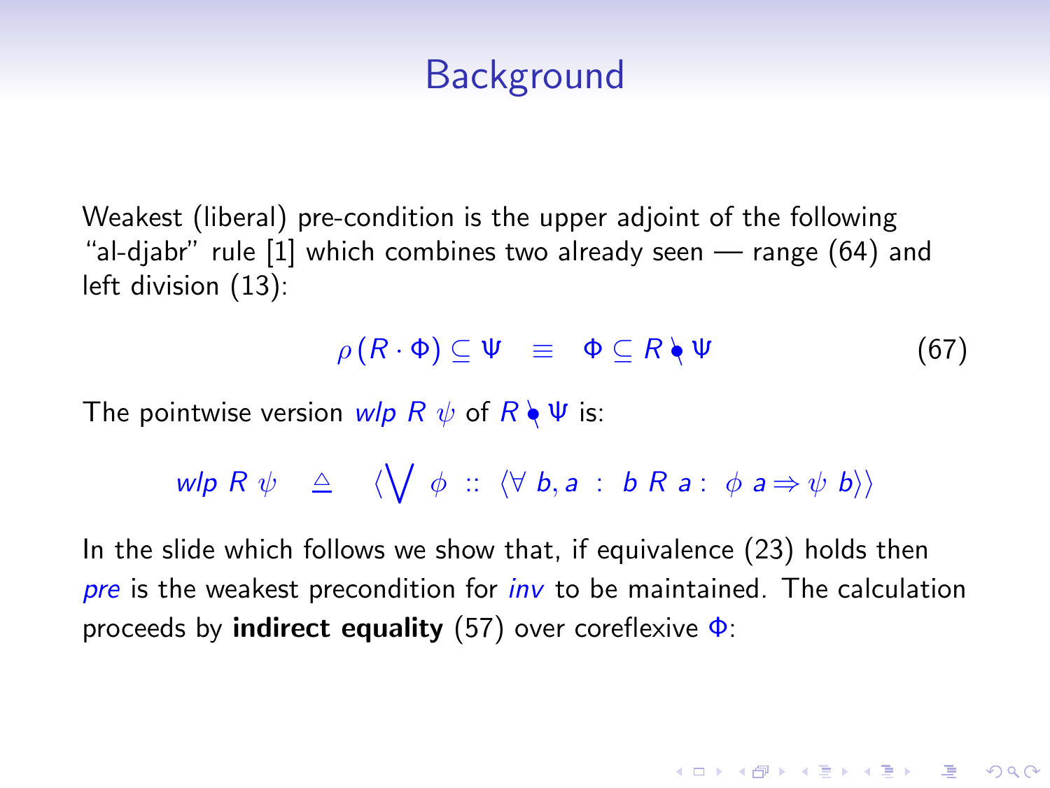# Background

Weakest (liberal) pre-condition is the upper adjoint of the following "al-djabr" rule [1] which combines two already seen — range (64) and left division (13):

$$\rho\,(R \cdot \Phi) \subseteq \Psi \quad \equiv \quad \Phi \subseteq R \setminus \Psi \tag{67}$$

The pointwise version $wlp\ R\ \psi$ of $R \setminus \Psi$ is:

$$wlp\ R\ \psi \quad \triangleq \quad \langle \bigvee\ \phi\ ::\ \langle \forall\ b, a\ :\ b\ R\ a :\ \phi\ a \Rightarrow \psi\ b \rangle \rangle$$

In the slide which follows we show that, if equivalence (23) holds then *pre* is the weakest precondition for *inv* to be maintained. The calculation proceeds by **indirect equality** (57) over coreflexive $\Phi$: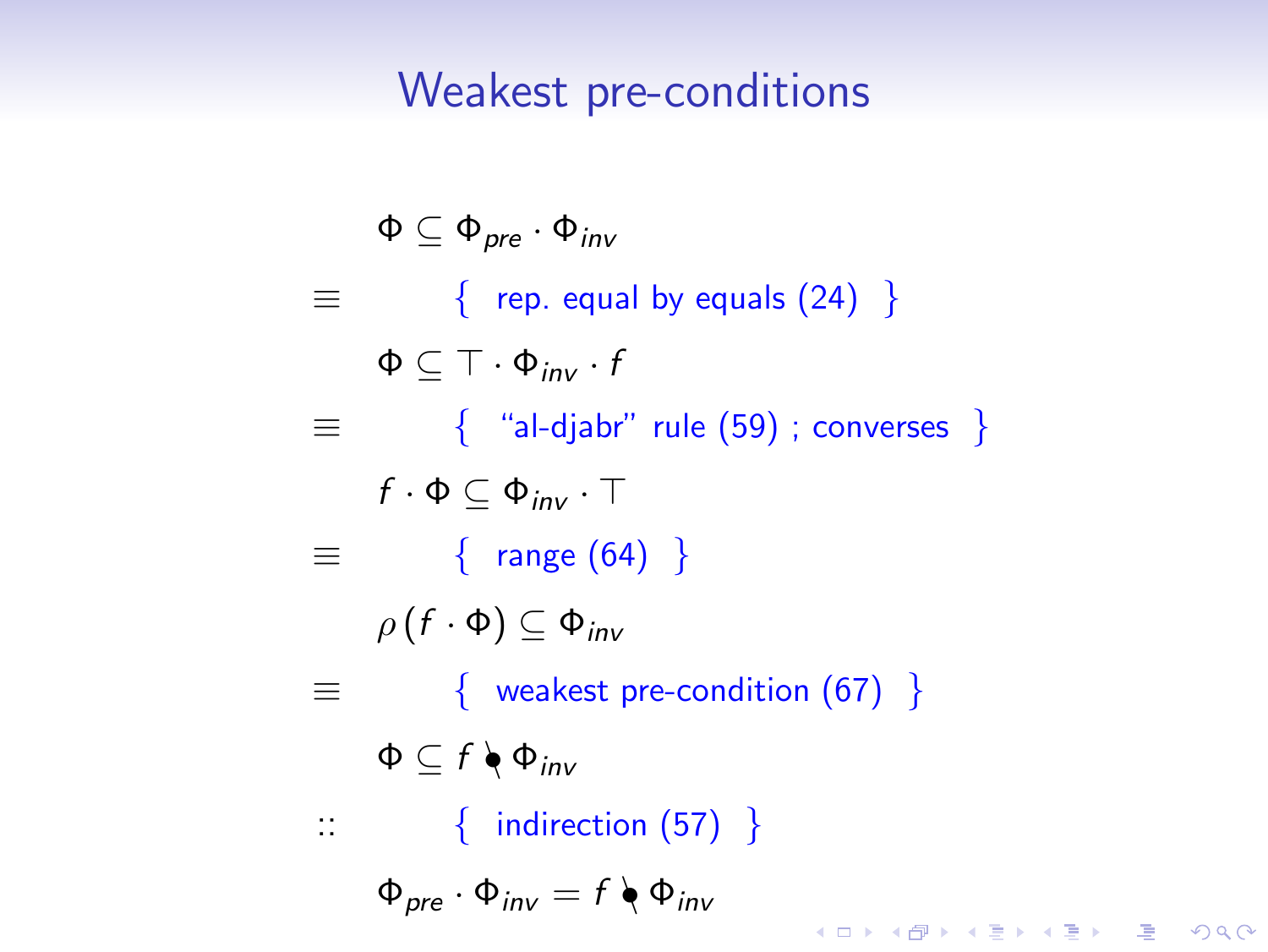# Weakest pre-conditions

$$
\begin{array}{cl}
 & \Phi \subseteq \Phi_{pre} \cdot \Phi_{inv} \\
\equiv & \qquad \{ \text{ rep. equal by equals (24) } \} \\
 & \Phi \subseteq \top \cdot \Phi_{inv} \cdot f \\
\equiv & \qquad \{ \text{ ``al-djabr'' rule (59) ; converses } \} \\
 & f \cdot \Phi \subseteq \Phi_{inv} \cdot \top \\
\equiv & \qquad \{ \text{ range (64) } \} \\
 & \rho \, (f \cdot \Phi) \subseteq \Phi_{inv} \\
\equiv & \qquad \{ \text{ weakest pre-condition (67) } \} \\
 & \Phi \subseteq f \setminus\!\!\bullet \, \Phi_{inv} \\
:: & \qquad \{ \text{ indirection (57) } \} \\
 & \Phi_{pre} \cdot \Phi_{inv} = f \setminus\!\!\bullet \, \Phi_{inv}
\end{array}
$$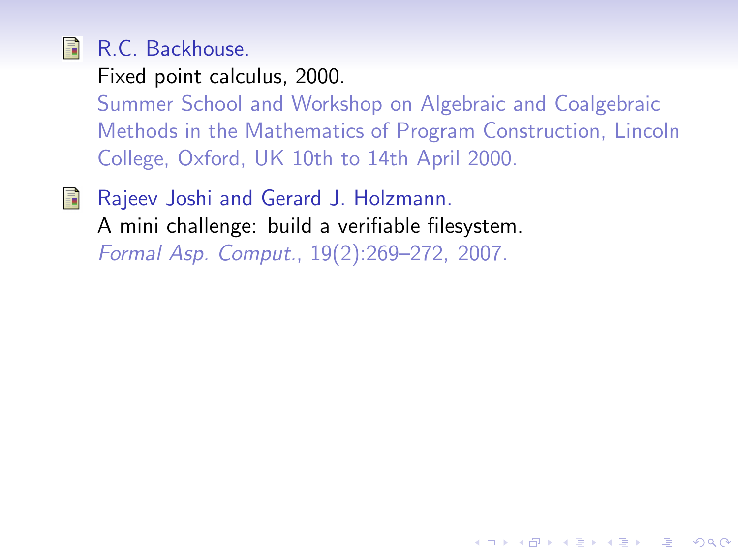R.C. Backhouse.
Fixed point calculus, 2000.
Summer School and Workshop on Algebraic and Coalgebraic Methods in the Mathematics of Program Construction, Lincoln College, Oxford, UK 10th to 14th April 2000.

Rajeev Joshi and Gerard J. Holzmann.
A mini challenge: build a verifiable filesystem.
*Formal Asp. Comput.*, 19(2):269–272, 2007.